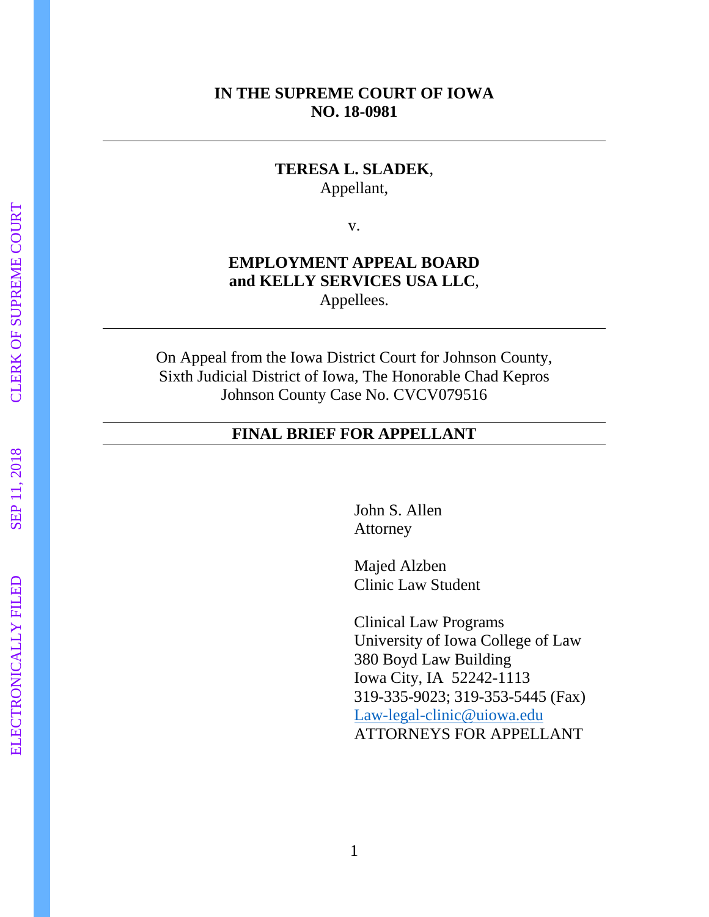**IN THE SUPREME COURT OF IOWA**
**NO. 18-0981**

---

**TERESA L. SLADEK**,
Appellant,

v.

**EMPLOYMENT APPEAL BOARD**
**and KELLY SERVICES USA LLC**,
Appellees.

---

On Appeal from the Iowa District Court for Johnson County,
Sixth Judicial District of Iowa, The Honorable Chad Kepros
Johnson County Case No. CVCV079516

---

**FINAL BRIEF FOR APPELLANT**

---

John S. Allen
Attorney

Majed Alzben
Clinic Law Student

Clinical Law Programs
University of Iowa College of Law
380 Boyd Law Building
Iowa City, IA 52242-1113
319-335-9023; 319-353-5445 (Fax)
Law-legal-clinic@uiowa.edu
ATTORNEYS FOR APPELLANT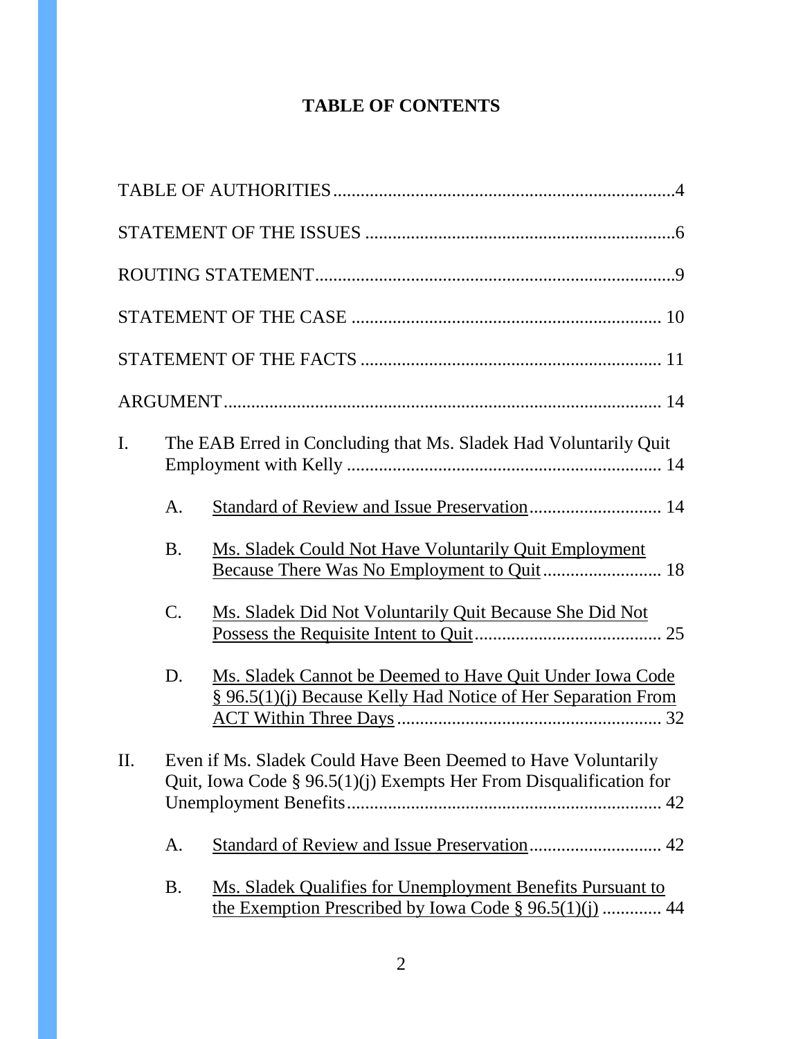# TABLE OF CONTENTS

TABLE OF AUTHORITIES ........................................................................... 4

STATEMENT OF THE ISSUES ................................................................... 6

ROUTING STATEMENT ............................................................................... 9

STATEMENT OF THE CASE ................................................................... 10

STATEMENT OF THE FACTS ................................................................. 11

ARGUMENT ................................................................................................ 14

I. The EAB Erred in Concluding that Ms. Sladek Had Voluntarily Quit Employment with Kelly ..................................................................... 14

   A. Standard of Review and Issue Preservation ............................. 14

   B. Ms. Sladek Could Not Have Voluntarily Quit Employment Because There Was No Employment to Quit .......................... 18

   C. Ms. Sladek Did Not Voluntarily Quit Because She Did Not Possess the Requisite Intent to Quit ......................................... 25

   D. Ms. Sladek Cannot be Deemed to Have Quit Under Iowa Code § 96.5(1)(j) Because Kelly Had Notice of Her Separation From ACT Within Three Days ......................................................... 32

II. Even if Ms. Sladek Could Have Been Deemed to Have Voluntarily Quit, Iowa Code § 96.5(1)(j) Exempts Her From Disqualification for Unemployment Benefits ..................................................................... 42

   A. Standard of Review and Issue Preservation ............................. 42

   B. Ms. Sladek Qualifies for Unemployment Benefits Pursuant to the Exemption Prescribed by Iowa Code § 96.5(1)(j) ............. 44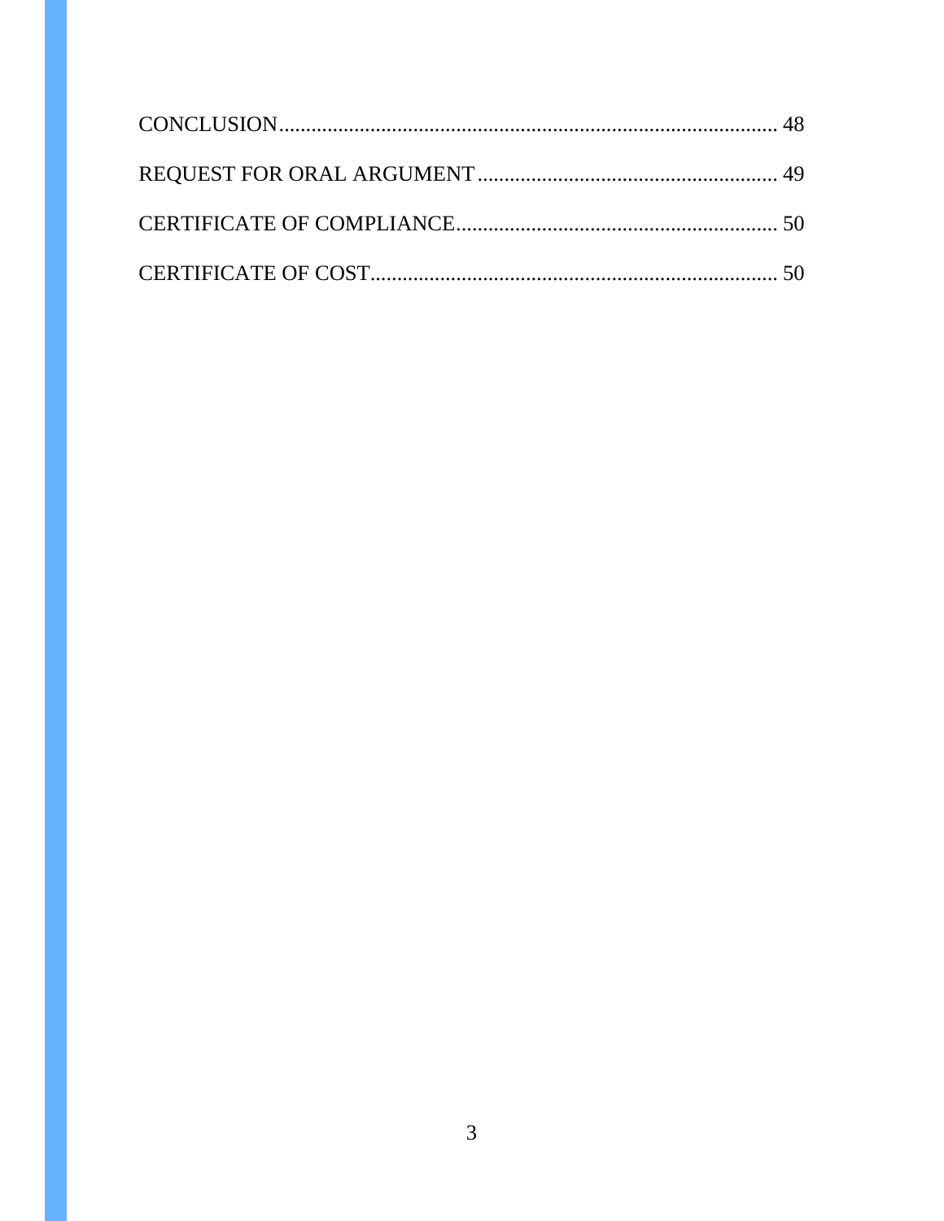CONCLUSION........................................................................................ 48

REQUEST FOR ORAL ARGUMENT ........................................................ 49

CERTIFICATE OF COMPLIANCE............................................................ 50

CERTIFICATE OF COST............................................................................ 50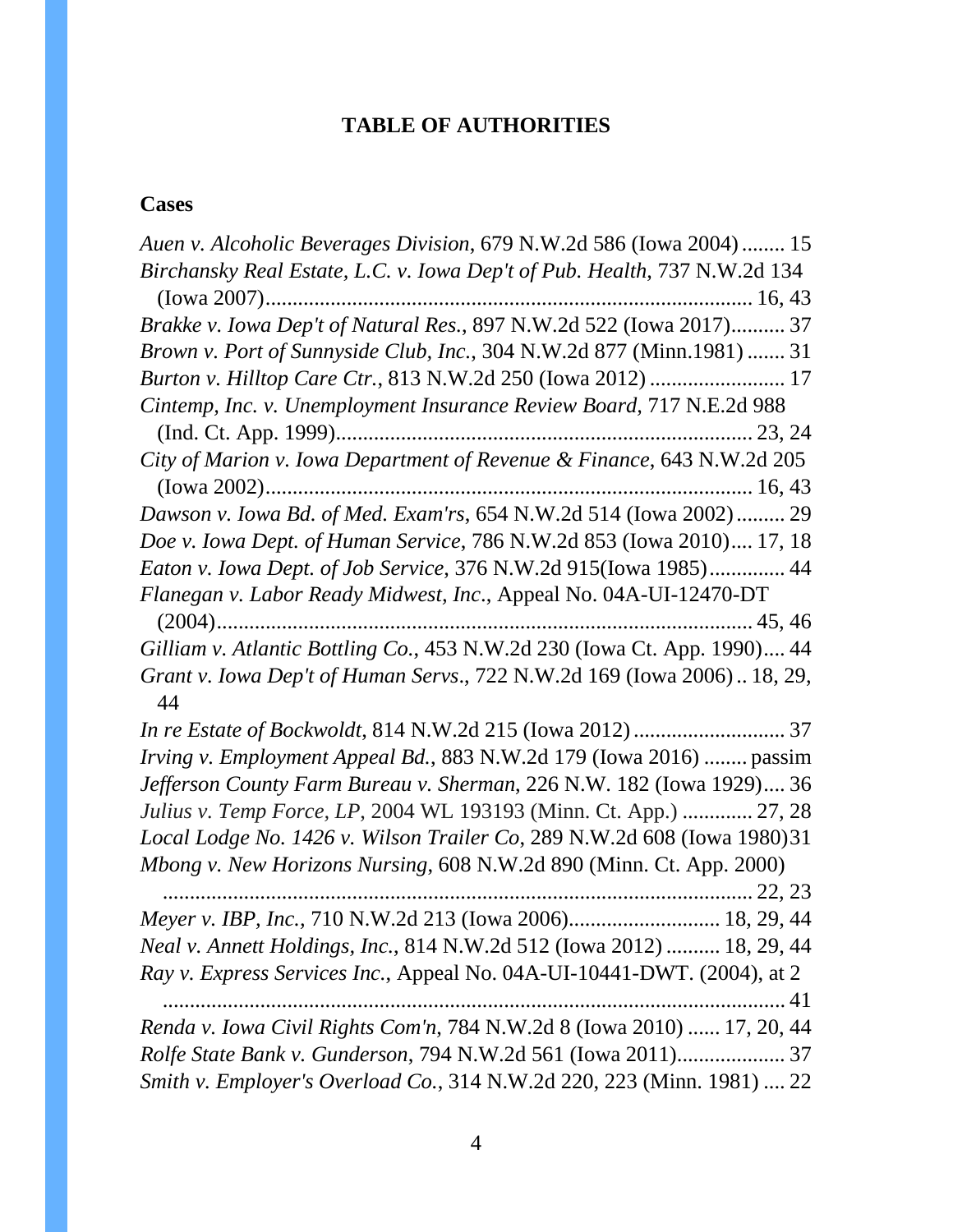# TABLE OF AUTHORITIES

## Cases

*Auen v. Alcoholic Beverages Division*, 679 N.W.2d 586 (Iowa 2004) ........ 15

*Birchansky Real Estate, L.C. v. Iowa Dep't of Pub. Health,* 737 N.W.2d 134 (Iowa 2007) ........................................................................................ 16, 43

*Brakke v. Iowa Dep't of Natural Res.*, 897 N.W.2d 522 (Iowa 2017).......... 37

*Brown v. Port of Sunnyside Club, Inc.*, 304 N.W.2d 877 (Minn.1981) ....... 31

*Burton v. Hilltop Care Ctr.,* 813 N.W.2d 250 (Iowa 2012) ......................... 17

*Cintemp, Inc. v. Unemployment Insurance Review Board,* 717 N.E.2d 988 (Ind. Ct. App. 1999)............................................................................ 23, 24

*City of Marion v. Iowa Department of Revenue & Finance*, 643 N.W.2d 205 (Iowa 2002)........................................................................................ 16, 43

*Dawson v. Iowa Bd. of Med. Exam'rs*, 654 N.W.2d 514 (Iowa 2002)......... 29

*Doe v. Iowa Dept. of Human Service*, 786 N.W.2d 853 (Iowa 2010).... 17, 18

*Eaton v. Iowa Dept. of Job Service*, 376 N.W.2d 915(Iowa 1985).............. 44

*Flanegan v. Labor Ready Midwest, Inc*., Appeal No. 04A-UI-12470-DT (2004)................................................................................................ 45, 46

*Gilliam v. Atlantic Bottling Co.*, 453 N.W.2d 230 (Iowa Ct. App. 1990).... 44

*Grant v. Iowa Dep't of Human Servs*., 722 N.W.2d 169 (Iowa 2006) .. 18, 29, 44

*In re Estate of Bockwoldt,* 814 N.W.2d 215 (Iowa 2012) ............................ 37

*Irving v. Employment Appeal Bd.*, 883 N.W.2d 179 (Iowa 2016) ........ passim

*Jefferson County Farm Bureau v. Sherman*, 226 N.W. 182 (Iowa 1929).... 36

*Julius v. Temp Force, LP*, 2004 WL 193193 (Minn. Ct. App.) ............. 27, 28

*Local Lodge No. 1426 v. Wilson Trailer Co*, 289 N.W.2d 608 (Iowa 1980)31

*Mbong v. New Horizons Nursing*, 608 N.W.2d 890 (Minn. Ct. App. 2000) ........................................................................................................ 22, 23

*Meyer v. IBP, Inc.,* 710 N.W.2d 213 (Iowa 2006)............................ 18, 29, 44

*Neal v. Annett Holdings, Inc.*, 814 N.W.2d 512 (Iowa 2012) .......... 18, 29, 44

*Ray v. Express Services Inc.*, Appeal No. 04A-UI-10441-DWT. (2004), at 2 .............................................................................................................. 41

*Renda v. Iowa Civil Rights Com'n*, 784 N.W.2d 8 (Iowa 2010) ...... 17, 20, 44

*Rolfe State Bank v. Gunderson*, 794 N.W.2d 561 (Iowa 2011).................... 37

*Smith v. Employer's Overload Co.*, 314 N.W.2d 220, 223 (Minn. 1981) .... 22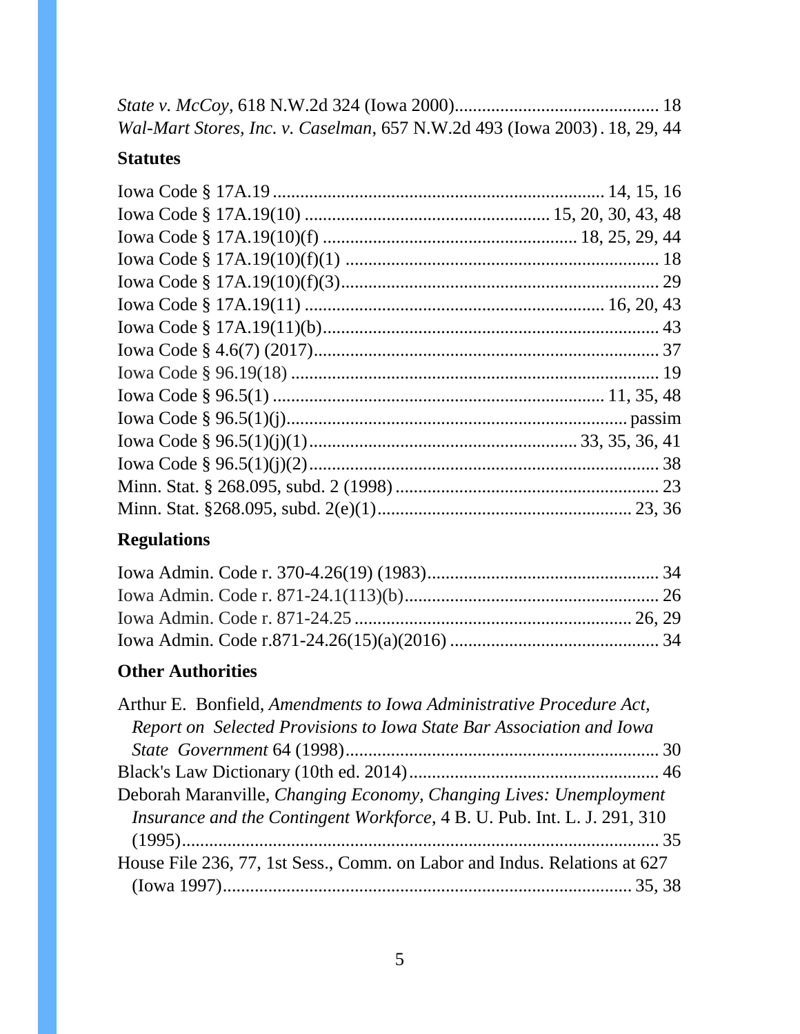*State v. McCoy*, 618 N.W.2d 324 (Iowa 2000)............................................ 18
*Wal-Mart Stores, Inc. v. Caselman*, 657 N.W.2d 493 (Iowa 2003) . 18, 29, 44

### Statutes

Iowa Code § 17A.19 ........................................................................ 14, 15, 16
Iowa Code § 17A.19(10) ..................................................... 15, 20, 30, 43, 48
Iowa Code § 17A.19(10)(f) ....................................................... 18, 25, 29, 44
Iowa Code § 17A.19(10)(f)(1) ..................................................................... 18
Iowa Code § 17A.19(10)(f)(3)...................................................................... 29
Iowa Code § 17A.19(11) ................................................................. 16, 20, 43
Iowa Code § 17A.19(11)(b)......................................................................... 43
Iowa Code § 4.6(7) (2017)............................................................................ 37
Iowa Code § 96.19(18) ................................................................................ 19
Iowa Code § 96.5(1) ........................................................................ 11, 35, 48
Iowa Code § 96.5(1)(j)........................................................................... passim
Iowa Code § 96.5(1)(j)(1).......................................................... 33, 35, 36, 41
Iowa Code § 96.5(1)(j)(2)............................................................................. 38
Minn. Stat. § 268.095, subd. 2 (1998) .......................................................... 23
Minn. Stat. §268.095, subd. 2(e)(1)....................................................... 23, 36

### Regulations

Iowa Admin. Code r. 370-4.26(19) (1983)................................................... 34
Iowa Admin. Code r. 871-24.1(113)(b)........................................................ 26
Iowa Admin. Code r. 871-24.25 ............................................................ 26, 29
Iowa Admin. Code r.871-24.26(15)(a)(2016) .............................................. 34

### Other Authorities

Arthur E. Bonfield, *Amendments to Iowa Administrative Procedure Act, Report on Selected Provisions to Iowa State Bar Association and Iowa State Government* 64 (1998)..................................................................... 30
Black's Law Dictionary (10th ed. 2014)...................................................... 46
Deborah Maranville, *Changing Economy, Changing Lives: Unemployment Insurance and the Contingent Workforce*, 4 B. U. Pub. Int. L. J. 291, 310 (1995)......................................................................................................... 35
House File 236, 77, 1st Sess., Comm. on Labor and Indus. Relations at 627 (Iowa 1997)........................................................................................ 35, 38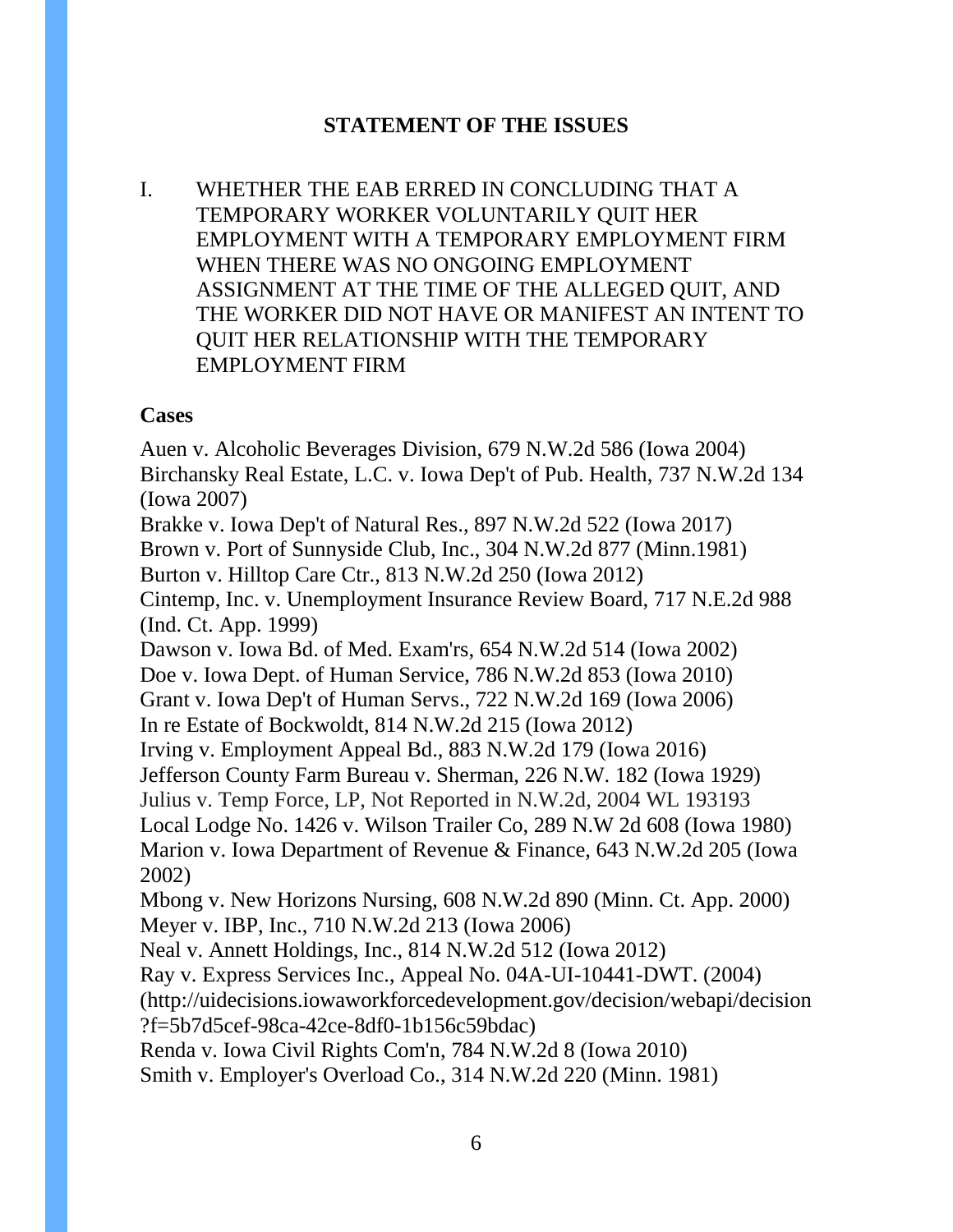## STATEMENT OF THE ISSUES

I. WHETHER THE EAB ERRED IN CONCLUDING THAT A TEMPORARY WORKER VOLUNTARILY QUIT HER EMPLOYMENT WITH A TEMPORARY EMPLOYMENT FIRM WHEN THERE WAS NO ONGOING EMPLOYMENT ASSIGNMENT AT THE TIME OF THE ALLEGED QUIT, AND THE WORKER DID NOT HAVE OR MANIFEST AN INTENT TO QUIT HER RELATIONSHIP WITH THE TEMPORARY EMPLOYMENT FIRM

**Cases**

Auen v. Alcoholic Beverages Division, 679 N.W.2d 586 (Iowa 2004)
Birchansky Real Estate, L.C. v. Iowa Dep't of Pub. Health, 737 N.W.2d 134 (Iowa 2007)
Brakke v. Iowa Dep't of Natural Res., 897 N.W.2d 522 (Iowa 2017)
Brown v. Port of Sunnyside Club, Inc., 304 N.W.2d 877 (Minn.1981)
Burton v. Hilltop Care Ctr., 813 N.W.2d 250 (Iowa 2012)
Cintemp, Inc. v. Unemployment Insurance Review Board, 717 N.E.2d 988 (Ind. Ct. App. 1999)
Dawson v. Iowa Bd. of Med. Exam'rs, 654 N.W.2d 514 (Iowa 2002)
Doe v. Iowa Dept. of Human Service, 786 N.W.2d 853 (Iowa 2010)
Grant v. Iowa Dep't of Human Servs., 722 N.W.2d 169 (Iowa 2006)
In re Estate of Bockwoldt, 814 N.W.2d 215 (Iowa 2012)
Irving v. Employment Appeal Bd., 883 N.W.2d 179 (Iowa 2016)
Jefferson County Farm Bureau v. Sherman, 226 N.W. 182 (Iowa 1929)
Julius v. Temp Force, LP, Not Reported in N.W.2d, 2004 WL 193193
Local Lodge No. 1426 v. Wilson Trailer Co, 289 N.W 2d 608 (Iowa 1980)
Marion v. Iowa Department of Revenue & Finance, 643 N.W.2d 205 (Iowa 2002)
Mbong v. New Horizons Nursing, 608 N.W.2d 890 (Minn. Ct. App. 2000)
Meyer v. IBP, Inc., 710 N.W.2d 213 (Iowa 2006)
Neal v. Annett Holdings, Inc., 814 N.W.2d 512 (Iowa 2012)
Ray v. Express Services Inc., Appeal No. 04A-UI-10441-DWT. (2004) (http://uidecisions.iowaworkforcedevelopment.gov/decision/webapi/decision?f=5b7d5cef-98ca-42ce-8df0-1b156c59bdac)
Renda v. Iowa Civil Rights Com'n, 784 N.W.2d 8 (Iowa 2010)
Smith v. Employer's Overload Co., 314 N.W.2d 220 (Minn. 1981)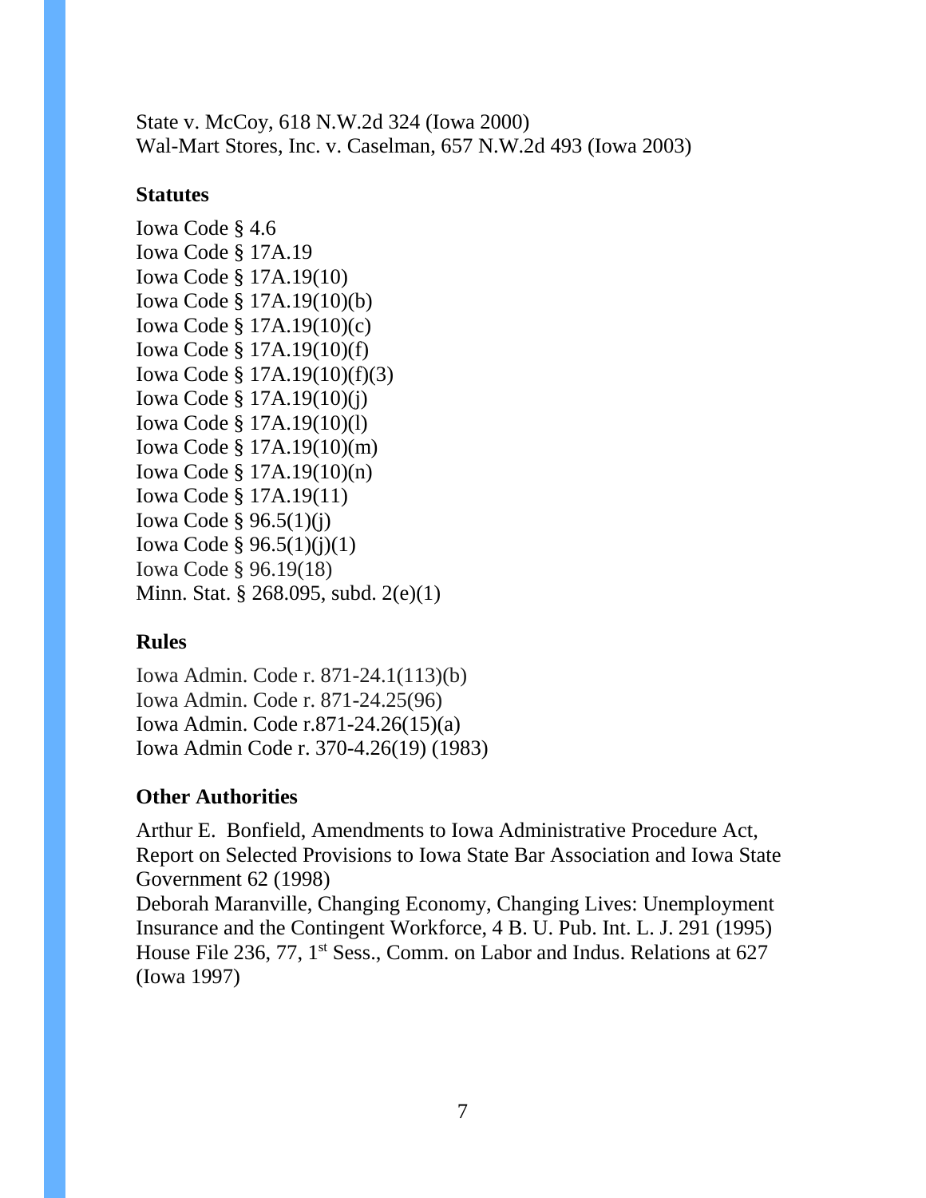State v. McCoy, 618 N.W.2d 324 (Iowa 2000)
Wal-Mart Stores, Inc. v. Caselman, 657 N.W.2d 493 (Iowa 2003)

### Statutes

Iowa Code § 4.6
Iowa Code § 17A.19
Iowa Code § 17A.19(10)
Iowa Code § 17A.19(10)(b)
Iowa Code § 17A.19(10)(c)
Iowa Code § 17A.19(10)(f)
Iowa Code § 17A.19(10)(f)(3)
Iowa Code § 17A.19(10)(j)
Iowa Code § 17A.19(10)(l)
Iowa Code § 17A.19(10)(m)
Iowa Code § 17A.19(10)(n)
Iowa Code § 17A.19(11)
Iowa Code § 96.5(1)(j)
Iowa Code § 96.5(1)(j)(1)
Iowa Code § 96.19(18)
Minn. Stat. § 268.095, subd. 2(e)(1)

### Rules

Iowa Admin. Code r. 871-24.1(113)(b)
Iowa Admin. Code r. 871-24.25(96)
Iowa Admin. Code r.871-24.26(15)(a)
Iowa Admin Code r. 370-4.26(19) (1983)

### Other Authorities

Arthur E. Bonfield, Amendments to Iowa Administrative Procedure Act, Report on Selected Provisions to Iowa State Bar Association and Iowa State Government 62 (1998)
Deborah Maranville, Changing Economy, Changing Lives: Unemployment Insurance and the Contingent Workforce, 4 B. U. Pub. Int. L. J. 291 (1995)
House File 236, 77, 1st Sess., Comm. on Labor and Indus. Relations at 627 (Iowa 1997)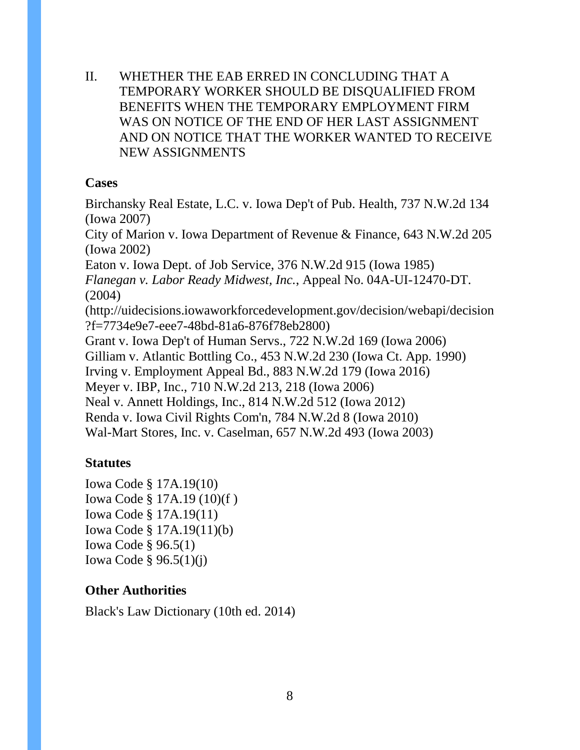II. WHETHER THE EAB ERRED IN CONCLUDING THAT A TEMPORARY WORKER SHOULD BE DISQUALIFIED FROM BENEFITS WHEN THE TEMPORARY EMPLOYMENT FIRM WAS ON NOTICE OF THE END OF HER LAST ASSIGNMENT AND ON NOTICE THAT THE WORKER WANTED TO RECEIVE NEW ASSIGNMENTS

**Cases**

Birchansky Real Estate, L.C. v. Iowa Dep't of Pub. Health, 737 N.W.2d 134 (Iowa 2007)
City of Marion v. Iowa Department of Revenue & Finance, 643 N.W.2d 205 (Iowa 2002)
Eaton v. Iowa Dept. of Job Service, 376 N.W.2d 915 (Iowa 1985)
*Flanegan v. Labor Ready Midwest, Inc.*, Appeal No. 04A-UI-12470-DT. (2004)
(http://uidecisions.iowaworkforcedevelopment.gov/decision/webapi/decision?f=7734e9e7-eee7-48bd-81a6-876f78eb2800)
Grant v. Iowa Dep't of Human Servs., 722 N.W.2d 169 (Iowa 2006)
Gilliam v. Atlantic Bottling Co., 453 N.W.2d 230 (Iowa Ct. App. 1990)
Irving v. Employment Appeal Bd., 883 N.W.2d 179 (Iowa 2016)
Meyer v. IBP, Inc., 710 N.W.2d 213, 218 (Iowa 2006)
Neal v. Annett Holdings, Inc., 814 N.W.2d 512 (Iowa 2012)
Renda v. Iowa Civil Rights Com'n, 784 N.W.2d 8 (Iowa 2010)
Wal-Mart Stores, Inc. v. Caselman, 657 N.W.2d 493 (Iowa 2003)

**Statutes**

Iowa Code § 17A.19(10)
Iowa Code § 17A.19 (10)(f )
Iowa Code § 17A.19(11)
Iowa Code § 17A.19(11)(b)
Iowa Code § 96.5(1)
Iowa Code § 96.5(1)(j)

**Other Authorities**

Black's Law Dictionary (10th ed. 2014)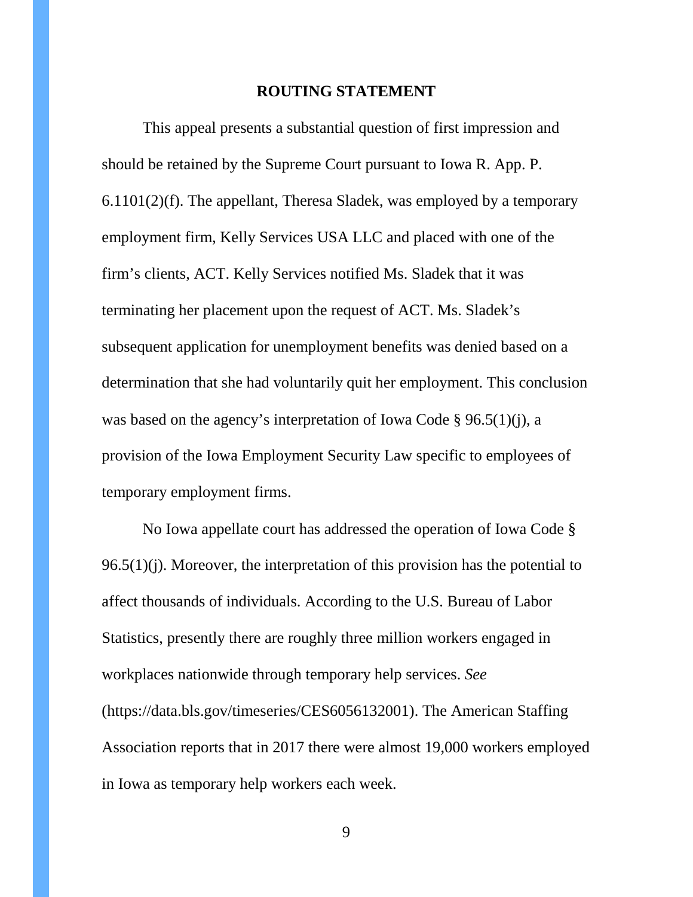## ROUTING STATEMENT

This appeal presents a substantial question of first impression and should be retained by the Supreme Court pursuant to Iowa R. App. P. 6.1101(2)(f). The appellant, Theresa Sladek, was employed by a temporary employment firm, Kelly Services USA LLC and placed with one of the firm's clients, ACT. Kelly Services notified Ms. Sladek that it was terminating her placement upon the request of ACT. Ms. Sladek's subsequent application for unemployment benefits was denied based on a determination that she had voluntarily quit her employment. This conclusion was based on the agency's interpretation of Iowa Code § 96.5(1)(j), a provision of the Iowa Employment Security Law specific to employees of temporary employment firms.

No Iowa appellate court has addressed the operation of Iowa Code § 96.5(1)(j). Moreover, the interpretation of this provision has the potential to affect thousands of individuals. According to the U.S. Bureau of Labor Statistics, presently there are roughly three million workers engaged in workplaces nationwide through temporary help services. *See* (https://data.bls.gov/timeseries/CES6056132001). The American Staffing Association reports that in 2017 there were almost 19,000 workers employed in Iowa as temporary help workers each week.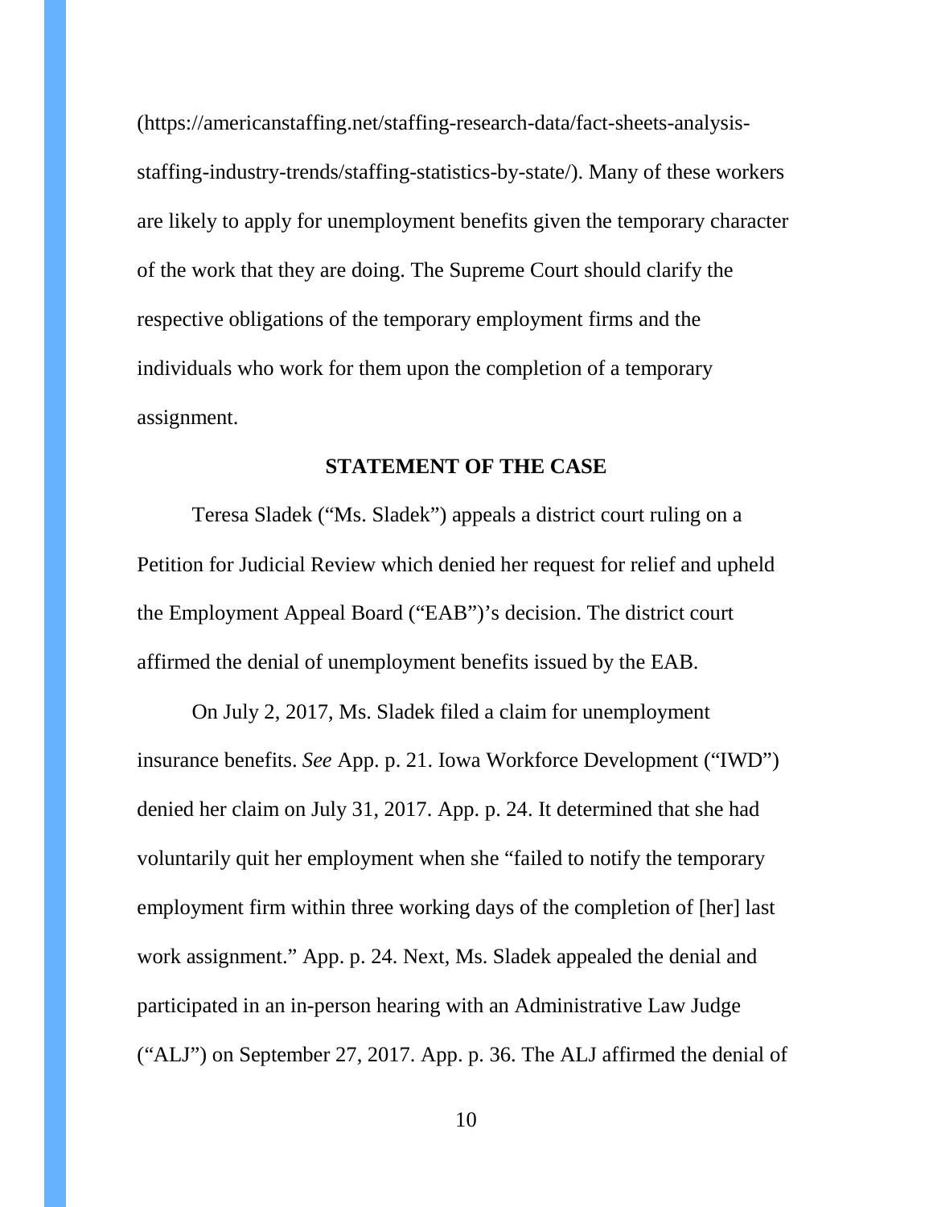(https://americanstaffing.net/staffing-research-data/fact-sheets-analysis-staffing-industry-trends/staffing-statistics-by-state/). Many of these workers are likely to apply for unemployment benefits given the temporary character of the work that they are doing. The Supreme Court should clarify the respective obligations of the temporary employment firms and the individuals who work for them upon the completion of a temporary assignment.

## STATEMENT OF THE CASE

Teresa Sladek ("Ms. Sladek") appeals a district court ruling on a Petition for Judicial Review which denied her request for relief and upheld the Employment Appeal Board ("EAB")'s decision. The district court affirmed the denial of unemployment benefits issued by the EAB.

On July 2, 2017, Ms. Sladek filed a claim for unemployment insurance benefits. *See* App. p. 21. Iowa Workforce Development ("IWD") denied her claim on July 31, 2017. App. p. 24. It determined that she had voluntarily quit her employment when she "failed to notify the temporary employment firm within three working days of the completion of [her] last work assignment." App. p. 24. Next, Ms. Sladek appealed the denial and participated in an in-person hearing with an Administrative Law Judge ("ALJ") on September 27, 2017. App. p. 36. The ALJ affirmed the denial of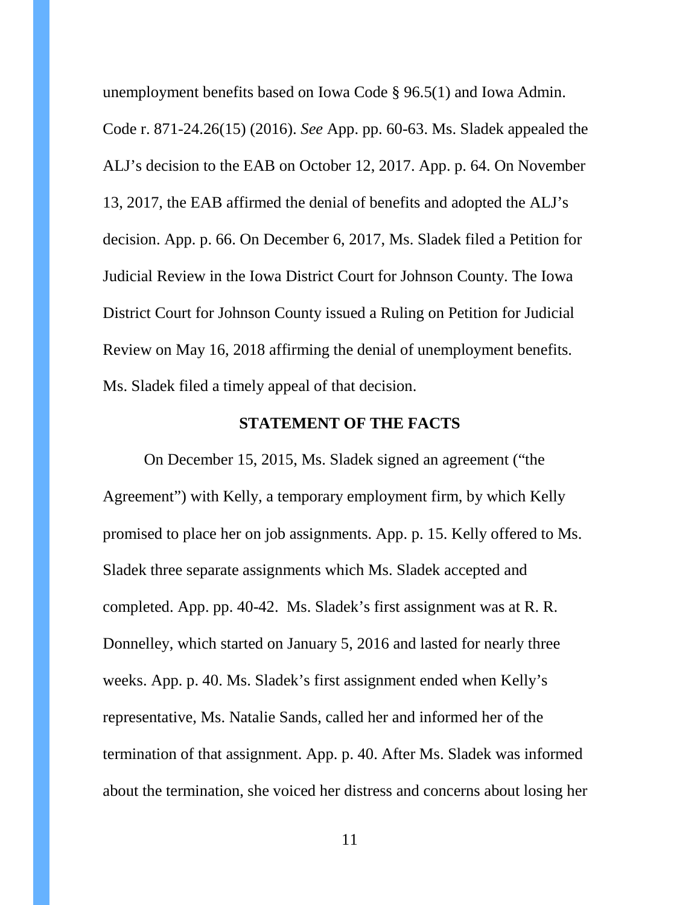unemployment benefits based on Iowa Code § 96.5(1) and Iowa Admin. Code r. 871-24.26(15) (2016). *See* App. pp. 60-63. Ms. Sladek appealed the ALJ's decision to the EAB on October 12, 2017. App. p. 64. On November 13, 2017, the EAB affirmed the denial of benefits and adopted the ALJ's decision. App. p. 66. On December 6, 2017, Ms. Sladek filed a Petition for Judicial Review in the Iowa District Court for Johnson County. The Iowa District Court for Johnson County issued a Ruling on Petition for Judicial Review on May 16, 2018 affirming the denial of unemployment benefits. Ms. Sladek filed a timely appeal of that decision.

## STATEMENT OF THE FACTS

On December 15, 2015, Ms. Sladek signed an agreement ("the Agreement") with Kelly, a temporary employment firm, by which Kelly promised to place her on job assignments. App. p. 15. Kelly offered to Ms. Sladek three separate assignments which Ms. Sladek accepted and completed. App. pp. 40-42. Ms. Sladek's first assignment was at R. R. Donnelley, which started on January 5, 2016 and lasted for nearly three weeks. App. p. 40. Ms. Sladek's first assignment ended when Kelly's representative, Ms. Natalie Sands, called her and informed her of the termination of that assignment. App. p. 40. After Ms. Sladek was informed about the termination, she voiced her distress and concerns about losing her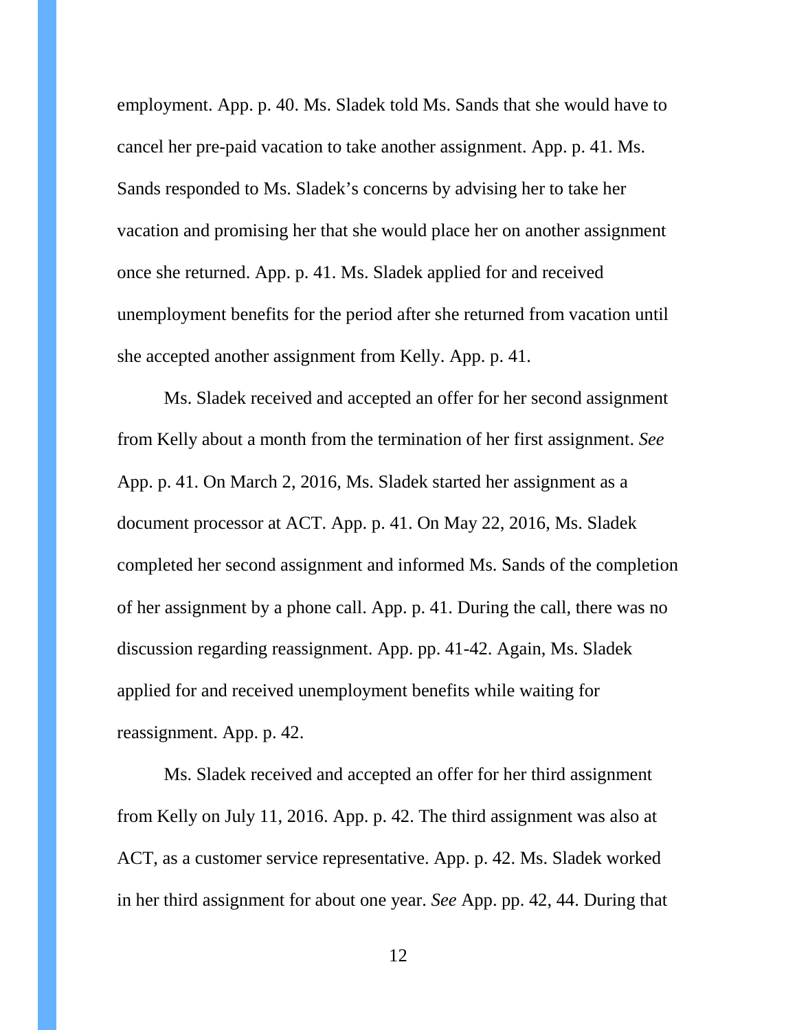employment. App. p. 40. Ms. Sladek told Ms. Sands that she would have to cancel her pre-paid vacation to take another assignment. App. p. 41. Ms. Sands responded to Ms. Sladek's concerns by advising her to take her vacation and promising her that she would place her on another assignment once she returned. App. p. 41. Ms. Sladek applied for and received unemployment benefits for the period after she returned from vacation until she accepted another assignment from Kelly. App. p. 41.

Ms. Sladek received and accepted an offer for her second assignment from Kelly about a month from the termination of her first assignment. *See* App. p. 41. On March 2, 2016, Ms. Sladek started her assignment as a document processor at ACT. App. p. 41. On May 22, 2016, Ms. Sladek completed her second assignment and informed Ms. Sands of the completion of her assignment by a phone call. App. p. 41. During the call, there was no discussion regarding reassignment. App. pp. 41-42. Again, Ms. Sladek applied for and received unemployment benefits while waiting for reassignment. App. p. 42.

Ms. Sladek received and accepted an offer for her third assignment from Kelly on July 11, 2016. App. p. 42. The third assignment was also at ACT, as a customer service representative. App. p. 42. Ms. Sladek worked in her third assignment for about one year. *See* App. pp. 42, 44. During that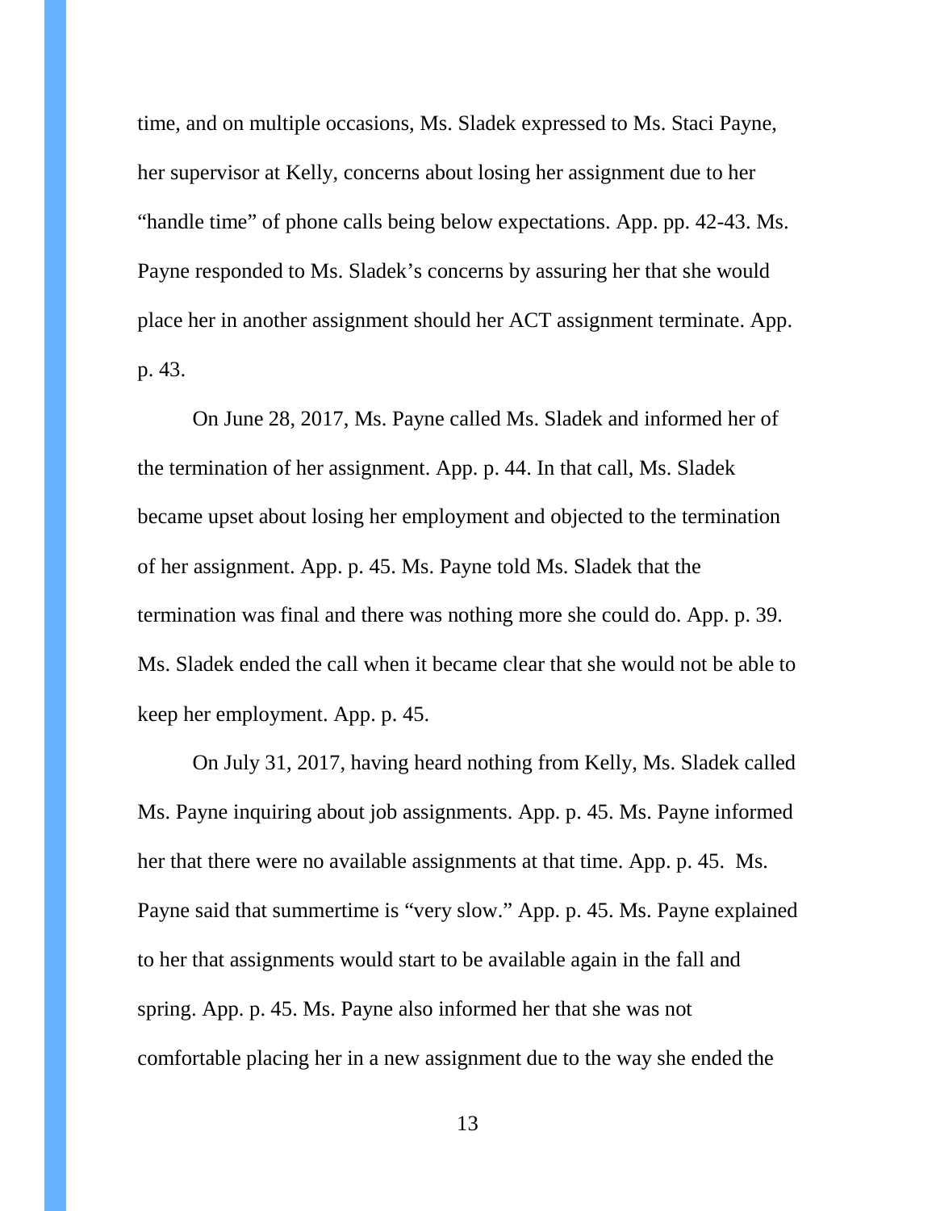time, and on multiple occasions, Ms. Sladek expressed to Ms. Staci Payne, her supervisor at Kelly, concerns about losing her assignment due to her "handle time" of phone calls being below expectations. App. pp. 42-43. Ms. Payne responded to Ms. Sladek's concerns by assuring her that she would place her in another assignment should her ACT assignment terminate. App. p. 43.

On June 28, 2017, Ms. Payne called Ms. Sladek and informed her of the termination of her assignment. App. p. 44. In that call, Ms. Sladek became upset about losing her employment and objected to the termination of her assignment. App. p. 45. Ms. Payne told Ms. Sladek that the termination was final and there was nothing more she could do. App. p. 39. Ms. Sladek ended the call when it became clear that she would not be able to keep her employment. App. p. 45.

On July 31, 2017, having heard nothing from Kelly, Ms. Sladek called Ms. Payne inquiring about job assignments. App. p. 45. Ms. Payne informed her that there were no available assignments at that time. App. p. 45. Ms. Payne said that summertime is "very slow." App. p. 45. Ms. Payne explained to her that assignments would start to be available again in the fall and spring. App. p. 45. Ms. Payne also informed her that she was not comfortable placing her in a new assignment due to the way she ended the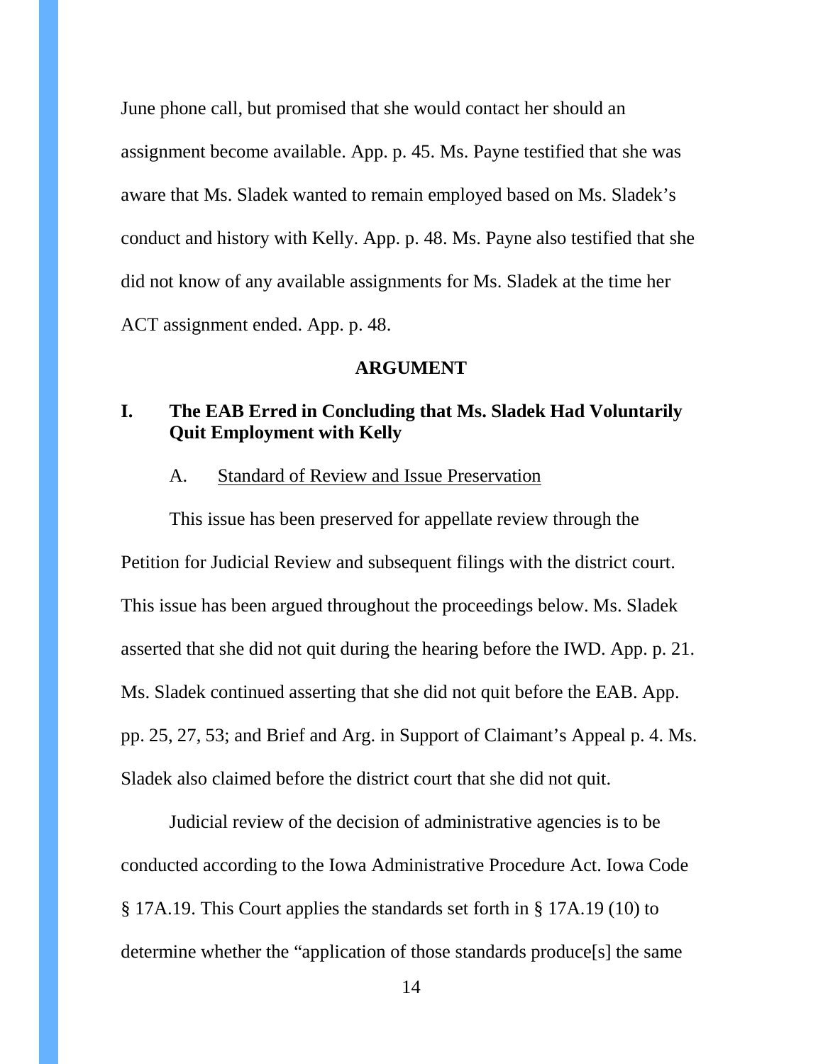June phone call, but promised that she would contact her should an assignment become available. App. p. 45. Ms. Payne testified that she was aware that Ms. Sladek wanted to remain employed based on Ms. Sladek's conduct and history with Kelly. App. p. 48. Ms. Payne also testified that she did not know of any available assignments for Ms. Sladek at the time her ACT assignment ended. App. p. 48.

## ARGUMENT

### I. The EAB Erred in Concluding that Ms. Sladek Had Voluntarily Quit Employment with Kelly

#### A. Standard of Review and Issue Preservation

This issue has been preserved for appellate review through the Petition for Judicial Review and subsequent filings with the district court. This issue has been argued throughout the proceedings below. Ms. Sladek asserted that she did not quit during the hearing before the IWD. App. p. 21. Ms. Sladek continued asserting that she did not quit before the EAB. App. pp. 25, 27, 53; and Brief and Arg. in Support of Claimant's Appeal p. 4. Ms. Sladek also claimed before the district court that she did not quit.

Judicial review of the decision of administrative agencies is to be conducted according to the Iowa Administrative Procedure Act. Iowa Code § 17A.19. This Court applies the standards set forth in § 17A.19 (10) to determine whether the "application of those standards produce[s] the same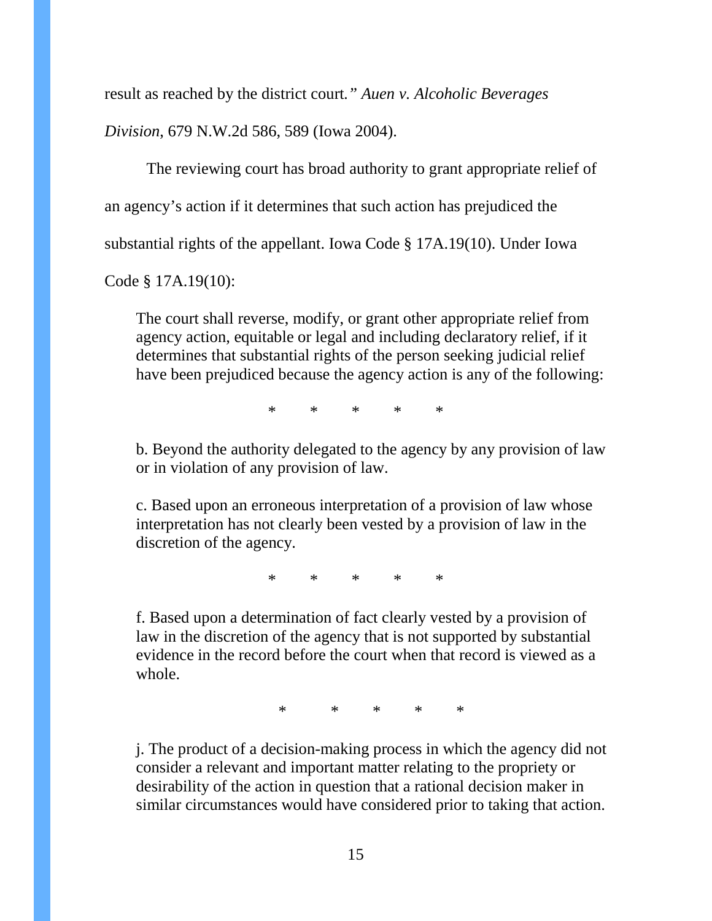result as reached by the district court." *Auen v. Alcoholic Beverages Division*, 679 N.W.2d 586, 589 (Iowa 2004).

The reviewing court has broad authority to grant appropriate relief of an agency's action if it determines that such action has prejudiced the substantial rights of the appellant. Iowa Code § 17A.19(10). Under Iowa Code § 17A.19(10):

> The court shall reverse, modify, or grant other appropriate relief from agency action, equitable or legal and including declaratory relief, if it determines that substantial rights of the person seeking judicial relief have been prejudiced because the agency action is any of the following:
>
> \*　　\*　　\*　　\*　　\*
>
> b. Beyond the authority delegated to the agency by any provision of law or in violation of any provision of law.
>
> c. Based upon an erroneous interpretation of a provision of law whose interpretation has not clearly been vested by a provision of law in the discretion of the agency.
>
> \*　　\*　　\*　　\*　　\*
>
> f. Based upon a determination of fact clearly vested by a provision of law in the discretion of the agency that is not supported by substantial evidence in the record before the court when that record is viewed as a whole.
>
> \*　　\*　　\*　　\*　　\*
>
> j. The product of a decision-making process in which the agency did not consider a relevant and important matter relating to the propriety or desirability of the action in question that a rational decision maker in similar circumstances would have considered prior to taking that action.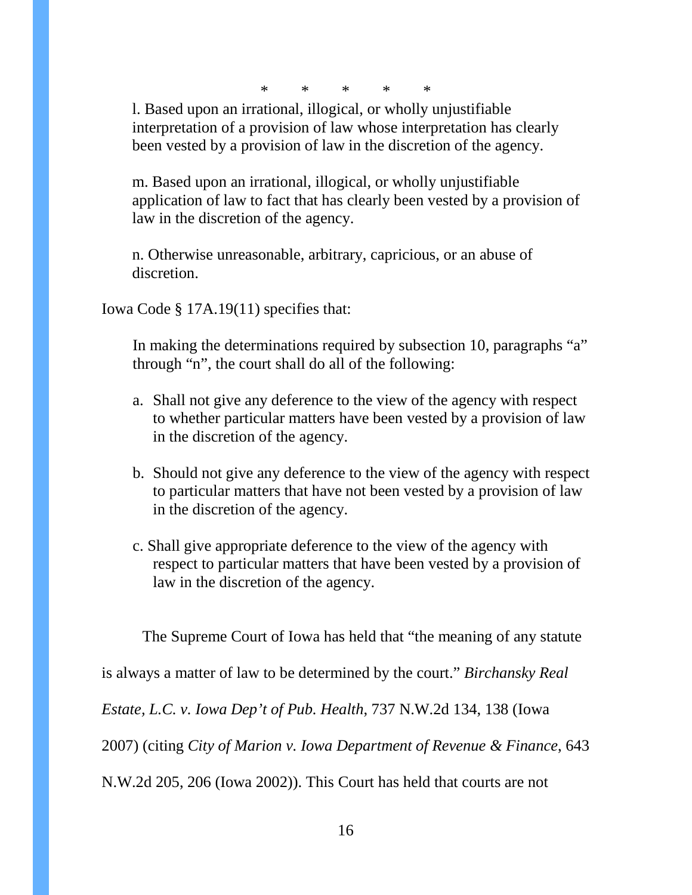\* \* \* \* \*

> l. Based upon an irrational, illogical, or wholly unjustifiable interpretation of a provision of law whose interpretation has clearly been vested by a provision of law in the discretion of the agency.
>
> m. Based upon an irrational, illogical, or wholly unjustifiable application of law to fact that has clearly been vested by a provision of law in the discretion of the agency.
>
> n. Otherwise unreasonable, arbitrary, capricious, or an abuse of discretion.

Iowa Code § 17A.19(11) specifies that:

> In making the determinations required by subsection 10, paragraphs "a" through "n", the court shall do all of the following:
>
> a. Shall not give any deference to the view of the agency with respect to whether particular matters have been vested by a provision of law in the discretion of the agency.
>
> b. Should not give any deference to the view of the agency with respect to particular matters that have not been vested by a provision of law in the discretion of the agency.
>
> c. Shall give appropriate deference to the view of the agency with respect to particular matters that have been vested by a provision of law in the discretion of the agency.

The Supreme Court of Iowa has held that "the meaning of any statute is always a matter of law to be determined by the court." *Birchansky Real Estate, L.C. v. Iowa Dep't of Pub. Health*, 737 N.W.2d 134, 138 (Iowa 2007) (citing *City of Marion v. Iowa Department of Revenue & Finance*, 643 N.W.2d 205, 206 (Iowa 2002)). This Court has held that courts are not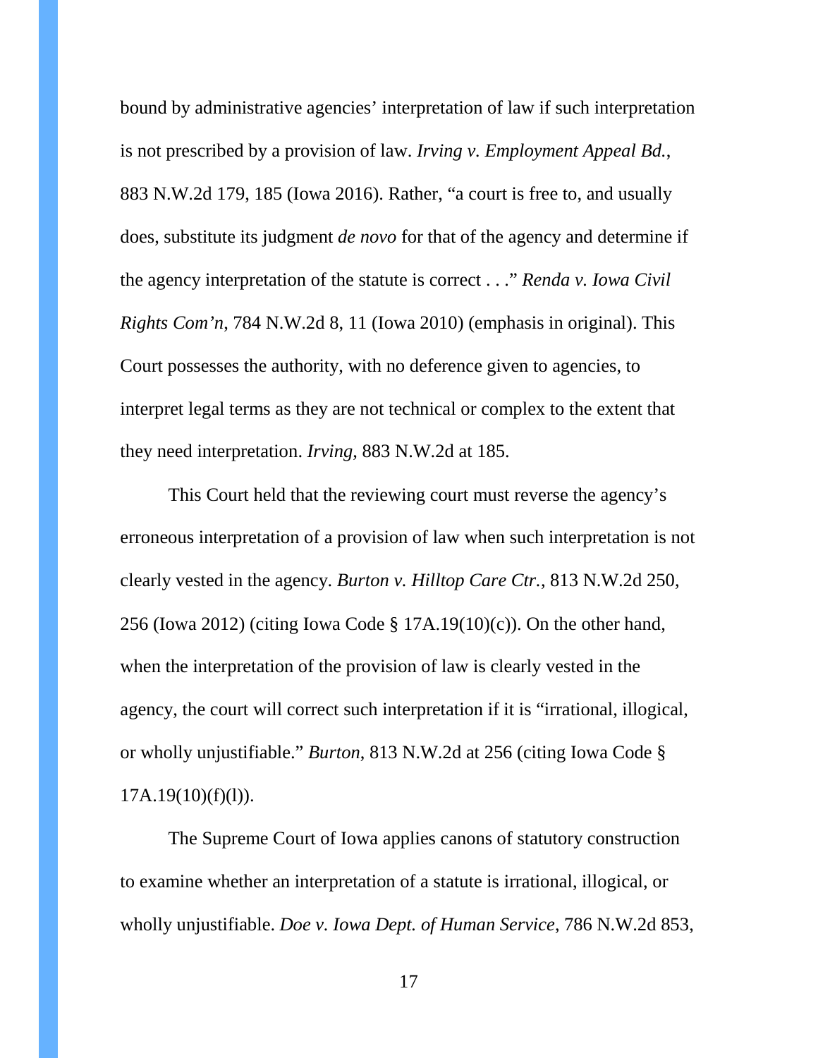bound by administrative agencies' interpretation of law if such interpretation is not prescribed by a provision of law. *Irving v. Employment Appeal Bd.*, 883 N.W.2d 179, 185 (Iowa 2016). Rather, "a court is free to, and usually does, substitute its judgment *de novo* for that of the agency and determine if the agency interpretation of the statute is correct . . ." *Renda v. Iowa Civil Rights Com'n*, 784 N.W.2d 8, 11 (Iowa 2010) (emphasis in original). This Court possesses the authority, with no deference given to agencies, to interpret legal terms as they are not technical or complex to the extent that they need interpretation. *Irving*, 883 N.W.2d at 185.

This Court held that the reviewing court must reverse the agency's erroneous interpretation of a provision of law when such interpretation is not clearly vested in the agency. *Burton v. Hilltop Care Ctr.*, 813 N.W.2d 250, 256 (Iowa 2012) (citing Iowa Code § 17A.19(10)(c)). On the other hand, when the interpretation of the provision of law is clearly vested in the agency, the court will correct such interpretation if it is "irrational, illogical, or wholly unjustifiable." *Burton*, 813 N.W.2d at 256 (citing Iowa Code § 17A.19(10)(f)(l)).

The Supreme Court of Iowa applies canons of statutory construction to examine whether an interpretation of a statute is irrational, illogical, or wholly unjustifiable. *Doe v. Iowa Dept. of Human Service*, 786 N.W.2d 853,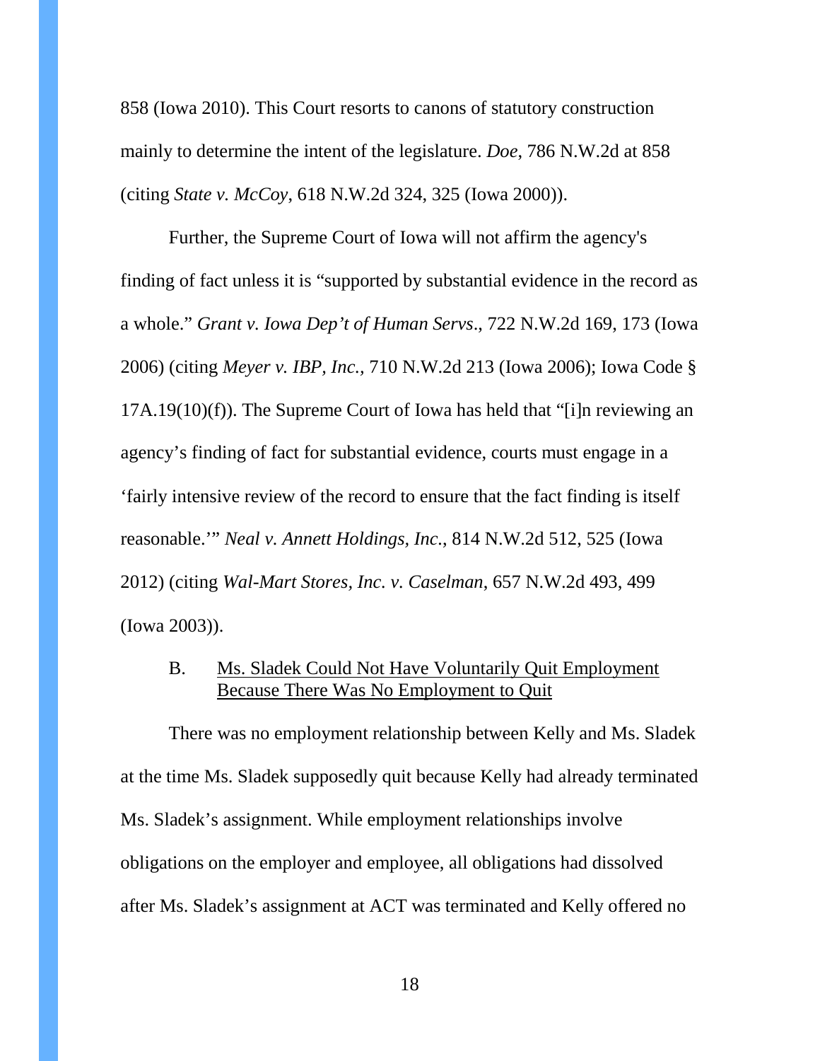858 (Iowa 2010). This Court resorts to canons of statutory construction mainly to determine the intent of the legislature. *Doe*, 786 N.W.2d at 858 (citing *State v. McCoy*, 618 N.W.2d 324, 325 (Iowa 2000)).

Further, the Supreme Court of Iowa will not affirm the agency's finding of fact unless it is "supported by substantial evidence in the record as a whole." *Grant v. Iowa Dep't of Human Servs*., 722 N.W.2d 169, 173 (Iowa 2006) (citing *Meyer v. IBP, Inc.*, 710 N.W.2d 213 (Iowa 2006); Iowa Code § 17A.19(10)(f)). The Supreme Court of Iowa has held that "[i]n reviewing an agency's finding of fact for substantial evidence, courts must engage in a 'fairly intensive review of the record to ensure that the fact finding is itself reasonable.'" *Neal v. Annett Holdings, Inc.*, 814 N.W.2d 512, 525 (Iowa 2012) (citing *Wal-Mart Stores, Inc. v. Caselman*, 657 N.W.2d 493, 499 (Iowa 2003)).

### B. Ms. Sladek Could Not Have Voluntarily Quit Employment Because There Was No Employment to Quit

There was no employment relationship between Kelly and Ms. Sladek at the time Ms. Sladek supposedly quit because Kelly had already terminated Ms. Sladek's assignment. While employment relationships involve obligations on the employer and employee, all obligations had dissolved after Ms. Sladek's assignment at ACT was terminated and Kelly offered no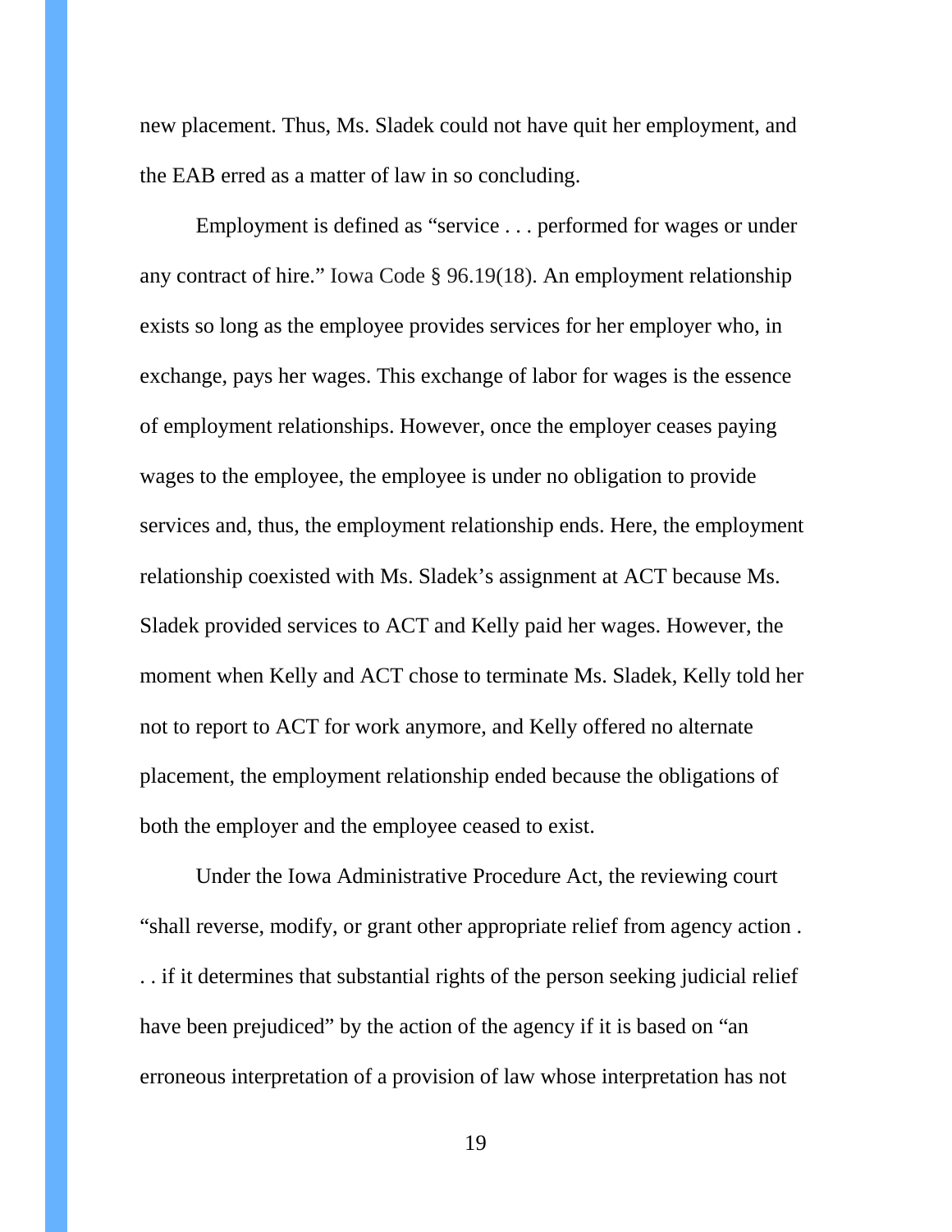new placement. Thus, Ms. Sladek could not have quit her employment, and the EAB erred as a matter of law in so concluding.

Employment is defined as "service . . . performed for wages or under any contract of hire." Iowa Code § 96.19(18). An employment relationship exists so long as the employee provides services for her employer who, in exchange, pays her wages. This exchange of labor for wages is the essence of employment relationships. However, once the employer ceases paying wages to the employee, the employee is under no obligation to provide services and, thus, the employment relationship ends. Here, the employment relationship coexisted with Ms. Sladek's assignment at ACT because Ms. Sladek provided services to ACT and Kelly paid her wages. However, the moment when Kelly and ACT chose to terminate Ms. Sladek, Kelly told her not to report to ACT for work anymore, and Kelly offered no alternate placement, the employment relationship ended because the obligations of both the employer and the employee ceased to exist.

Under the Iowa Administrative Procedure Act, the reviewing court "shall reverse, modify, or grant other appropriate relief from agency action . . . if it determines that substantial rights of the person seeking judicial relief have been prejudiced" by the action of the agency if it is based on "an erroneous interpretation of a provision of law whose interpretation has not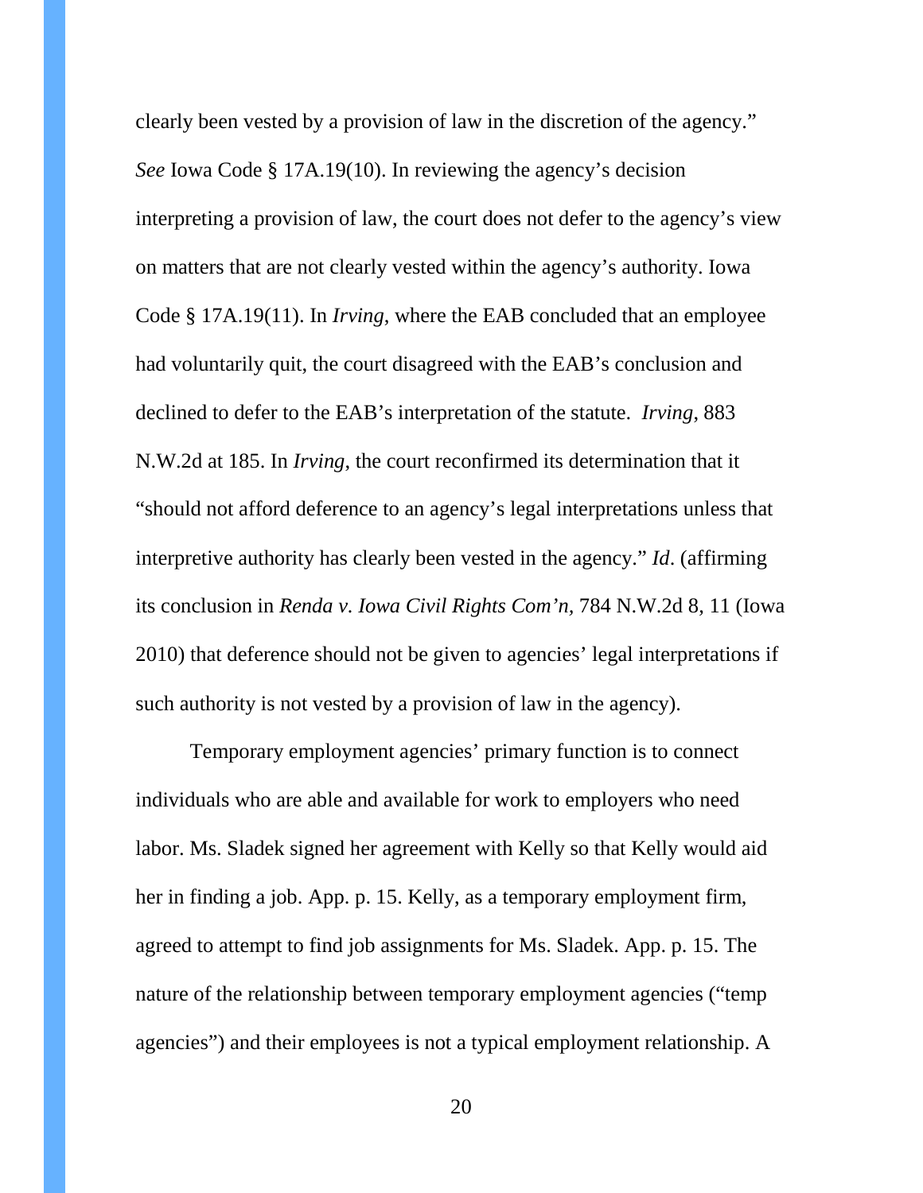clearly been vested by a provision of law in the discretion of the agency." *See* Iowa Code § 17A.19(10). In reviewing the agency's decision interpreting a provision of law, the court does not defer to the agency's view on matters that are not clearly vested within the agency's authority. Iowa Code § 17A.19(11). In *Irving*, where the EAB concluded that an employee had voluntarily quit, the court disagreed with the EAB's conclusion and declined to defer to the EAB's interpretation of the statute. *Irving*, 883 N.W.2d at 185. In *Irving*, the court reconfirmed its determination that it "should not afford deference to an agency's legal interpretations unless that interpretive authority has clearly been vested in the agency." *Id*. (affirming its conclusion in *Renda v. Iowa Civil Rights Com'n*, 784 N.W.2d 8, 11 (Iowa 2010) that deference should not be given to agencies' legal interpretations if such authority is not vested by a provision of law in the agency).

Temporary employment agencies' primary function is to connect individuals who are able and available for work to employers who need labor. Ms. Sladek signed her agreement with Kelly so that Kelly would aid her in finding a job. App. p. 15. Kelly, as a temporary employment firm, agreed to attempt to find job assignments for Ms. Sladek. App. p. 15. The nature of the relationship between temporary employment agencies ("temp agencies") and their employees is not a typical employment relationship. A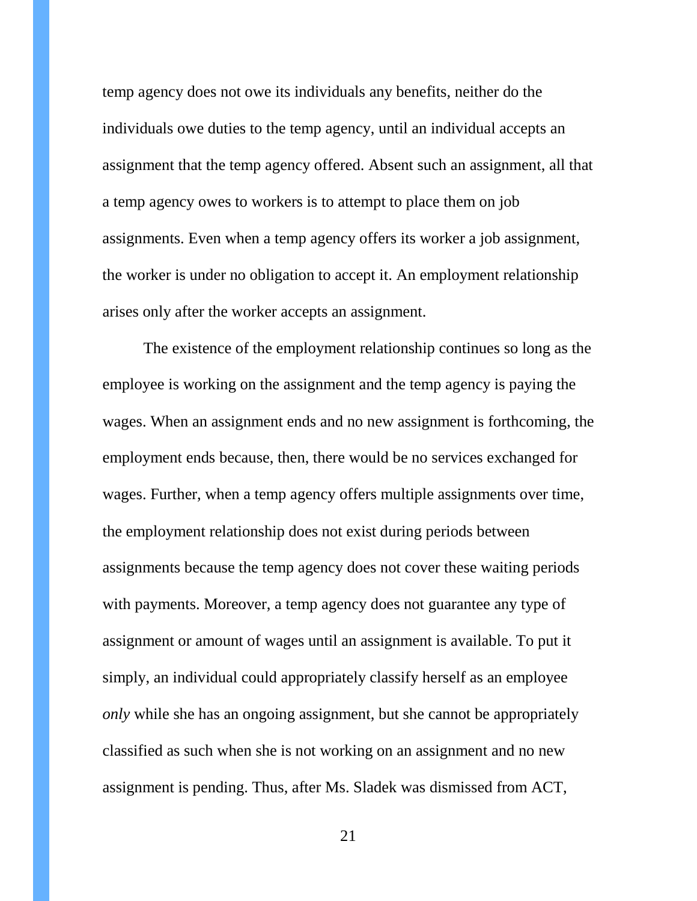temp agency does not owe its individuals any benefits, neither do the individuals owe duties to the temp agency, until an individual accepts an assignment that the temp agency offered. Absent such an assignment, all that a temp agency owes to workers is to attempt to place them on job assignments. Even when a temp agency offers its worker a job assignment, the worker is under no obligation to accept it. An employment relationship arises only after the worker accepts an assignment.

The existence of the employment relationship continues so long as the employee is working on the assignment and the temp agency is paying the wages. When an assignment ends and no new assignment is forthcoming, the employment ends because, then, there would be no services exchanged for wages. Further, when a temp agency offers multiple assignments over time, the employment relationship does not exist during periods between assignments because the temp agency does not cover these waiting periods with payments. Moreover, a temp agency does not guarantee any type of assignment or amount of wages until an assignment is available. To put it simply, an individual could appropriately classify herself as an employee *only* while she has an ongoing assignment, but she cannot be appropriately classified as such when she is not working on an assignment and no new assignment is pending. Thus, after Ms. Sladek was dismissed from ACT,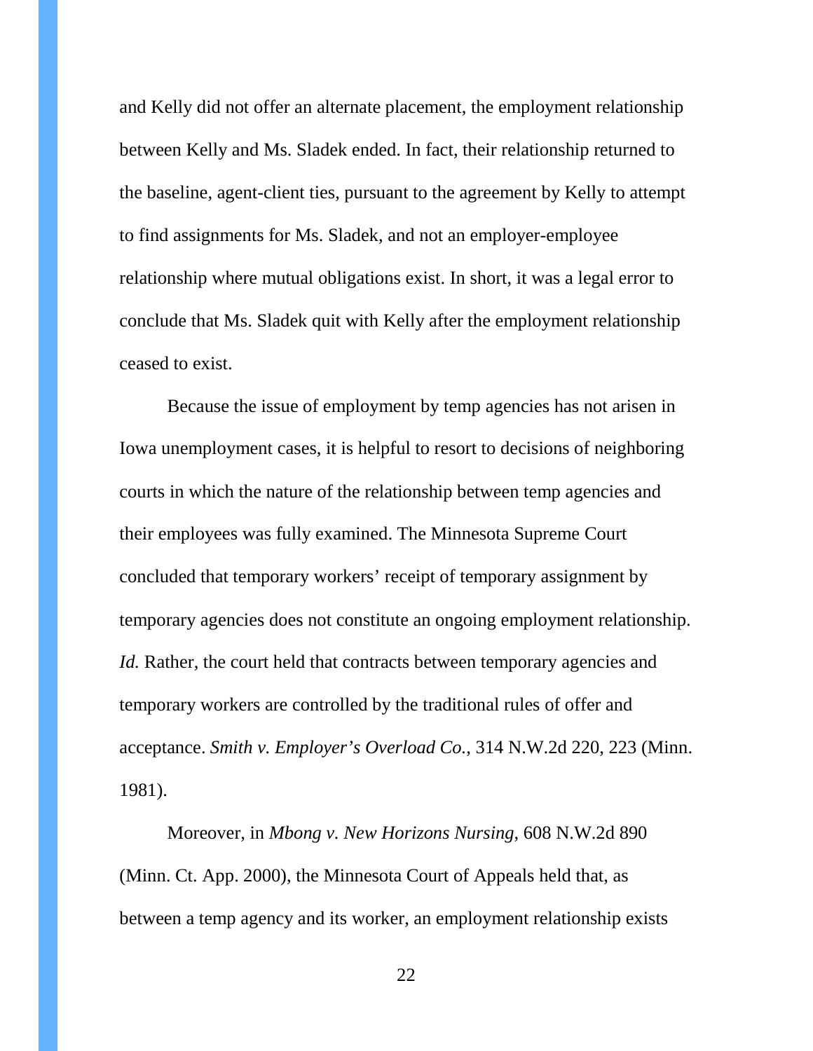and Kelly did not offer an alternate placement, the employment relationship between Kelly and Ms. Sladek ended. In fact, their relationship returned to the baseline, agent-client ties, pursuant to the agreement by Kelly to attempt to find assignments for Ms. Sladek, and not an employer-employee relationship where mutual obligations exist. In short, it was a legal error to conclude that Ms. Sladek quit with Kelly after the employment relationship ceased to exist.

Because the issue of employment by temp agencies has not arisen in Iowa unemployment cases, it is helpful to resort to decisions of neighboring courts in which the nature of the relationship between temp agencies and their employees was fully examined. The Minnesota Supreme Court concluded that temporary workers' receipt of temporary assignment by temporary agencies does not constitute an ongoing employment relationship. *Id.* Rather, the court held that contracts between temporary agencies and temporary workers are controlled by the traditional rules of offer and acceptance. *Smith v. Employer's Overload Co.*, 314 N.W.2d 220, 223 (Minn. 1981).

Moreover, in *Mbong v. New Horizons Nursing*, 608 N.W.2d 890 (Minn. Ct. App. 2000), the Minnesota Court of Appeals held that, as between a temp agency and its worker, an employment relationship exists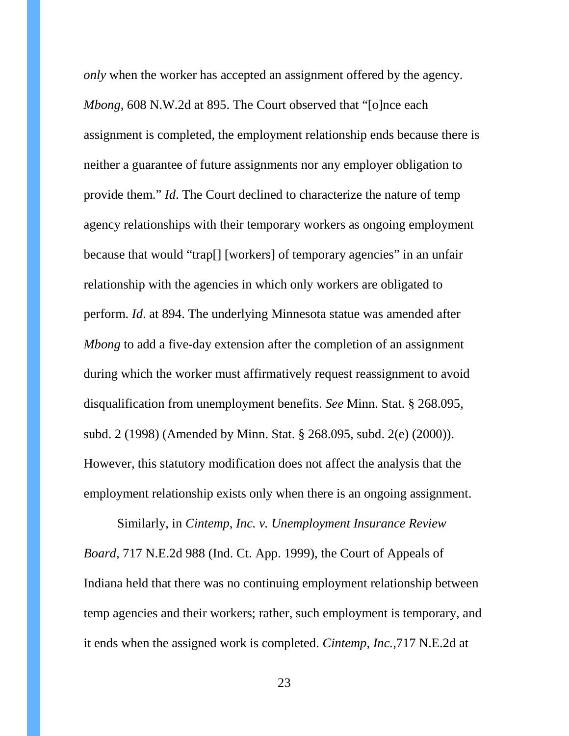*only* when the worker has accepted an assignment offered by the agency. *Mbong*, 608 N.W.2d at 895. The Court observed that "[o]nce each assignment is completed, the employment relationship ends because there is neither a guarantee of future assignments nor any employer obligation to provide them." *Id*. The Court declined to characterize the nature of temp agency relationships with their temporary workers as ongoing employment because that would "trap[] [workers] of temporary agencies" in an unfair relationship with the agencies in which only workers are obligated to perform. *Id*. at 894. The underlying Minnesota statue was amended after *Mbong* to add a five-day extension after the completion of an assignment during which the worker must affirmatively request reassignment to avoid disqualification from unemployment benefits. *See* Minn. Stat. § 268.095, subd. 2 (1998) (Amended by Minn. Stat. § 268.095, subd. 2(e) (2000)). However, this statutory modification does not affect the analysis that the employment relationship exists only when there is an ongoing assignment.

Similarly, in *Cintemp, Inc. v. Unemployment Insurance Review Board*, 717 N.E.2d 988 (Ind. Ct. App. 1999), the Court of Appeals of Indiana held that there was no continuing employment relationship between temp agencies and their workers; rather, such employment is temporary, and it ends when the assigned work is completed. *Cintemp, Inc.*,717 N.E.2d at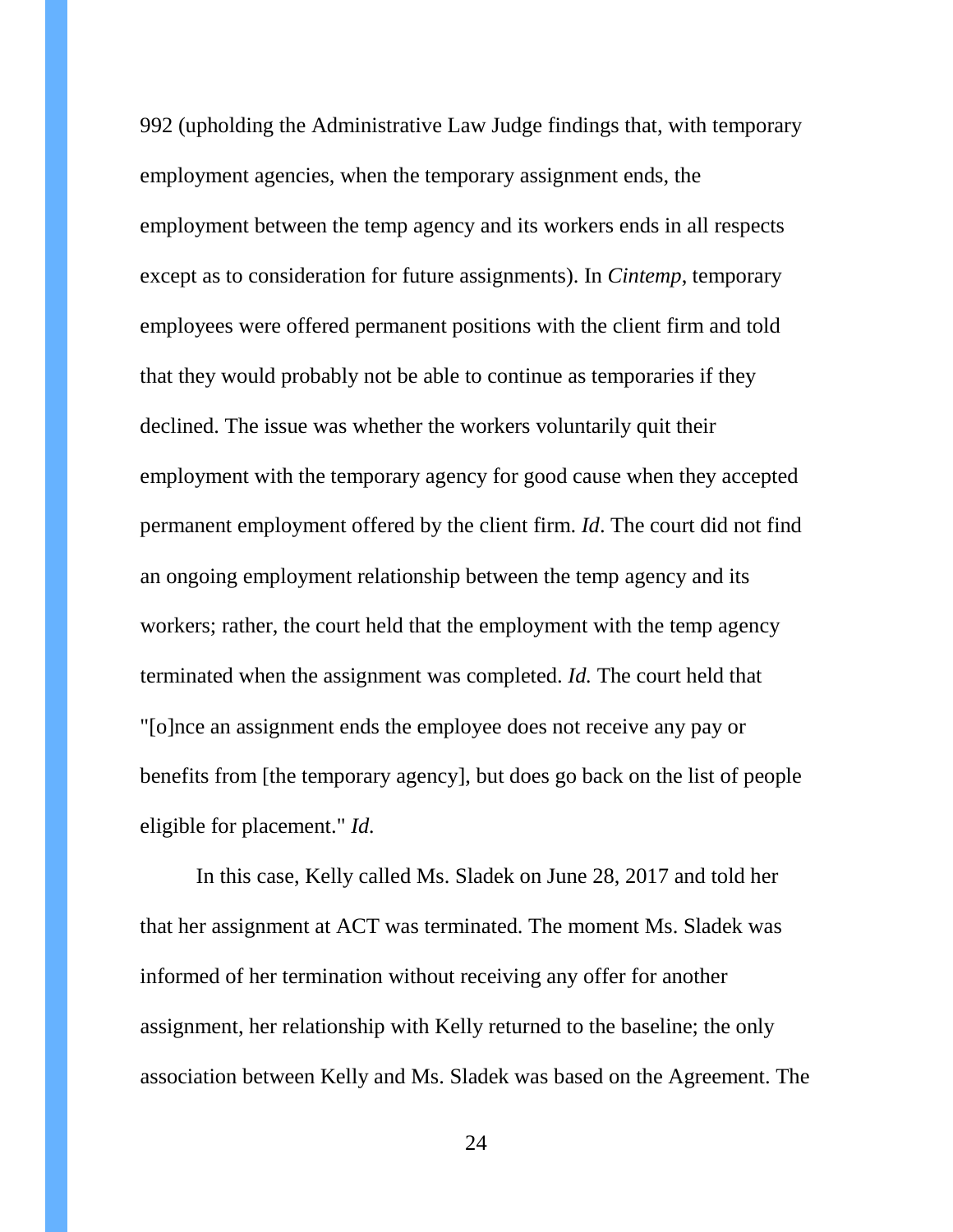992 (upholding the Administrative Law Judge findings that, with temporary employment agencies, when the temporary assignment ends, the employment between the temp agency and its workers ends in all respects except as to consideration for future assignments). In *Cintemp*, temporary employees were offered permanent positions with the client firm and told that they would probably not be able to continue as temporaries if they declined. The issue was whether the workers voluntarily quit their employment with the temporary agency for good cause when they accepted permanent employment offered by the client firm. *Id*. The court did not find an ongoing employment relationship between the temp agency and its workers; rather, the court held that the employment with the temp agency terminated when the assignment was completed. *Id.* The court held that "[o]nce an assignment ends the employee does not receive any pay or benefits from [the temporary agency], but does go back on the list of people eligible for placement." *Id.*

In this case, Kelly called Ms. Sladek on June 28, 2017 and told her that her assignment at ACT was terminated. The moment Ms. Sladek was informed of her termination without receiving any offer for another assignment, her relationship with Kelly returned to the baseline; the only association between Kelly and Ms. Sladek was based on the Agreement. The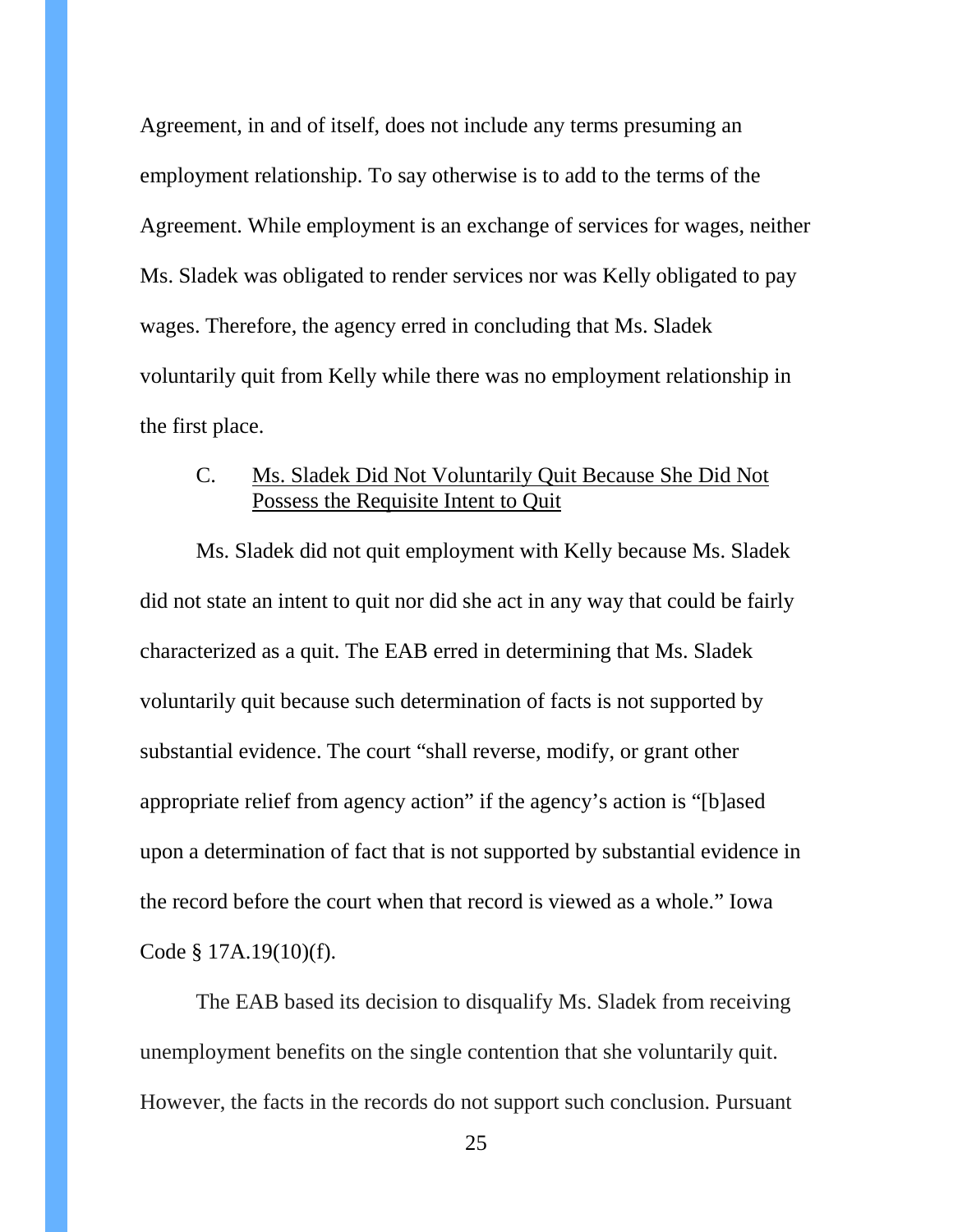Agreement, in and of itself, does not include any terms presuming an employment relationship. To say otherwise is to add to the terms of the Agreement. While employment is an exchange of services for wages, neither Ms. Sladek was obligated to render services nor was Kelly obligated to pay wages. Therefore, the agency erred in concluding that Ms. Sladek voluntarily quit from Kelly while there was no employment relationship in the first place.

### C. Ms. Sladek Did Not Voluntarily Quit Because She Did Not Possess the Requisite Intent to Quit

Ms. Sladek did not quit employment with Kelly because Ms. Sladek did not state an intent to quit nor did she act in any way that could be fairly characterized as a quit. The EAB erred in determining that Ms. Sladek voluntarily quit because such determination of facts is not supported by substantial evidence. The court "shall reverse, modify, or grant other appropriate relief from agency action" if the agency's action is "[b]ased upon a determination of fact that is not supported by substantial evidence in the record before the court when that record is viewed as a whole." Iowa Code § 17A.19(10)(f).

The EAB based its decision to disqualify Ms. Sladek from receiving unemployment benefits on the single contention that she voluntarily quit. However, the facts in the records do not support such conclusion. Pursuant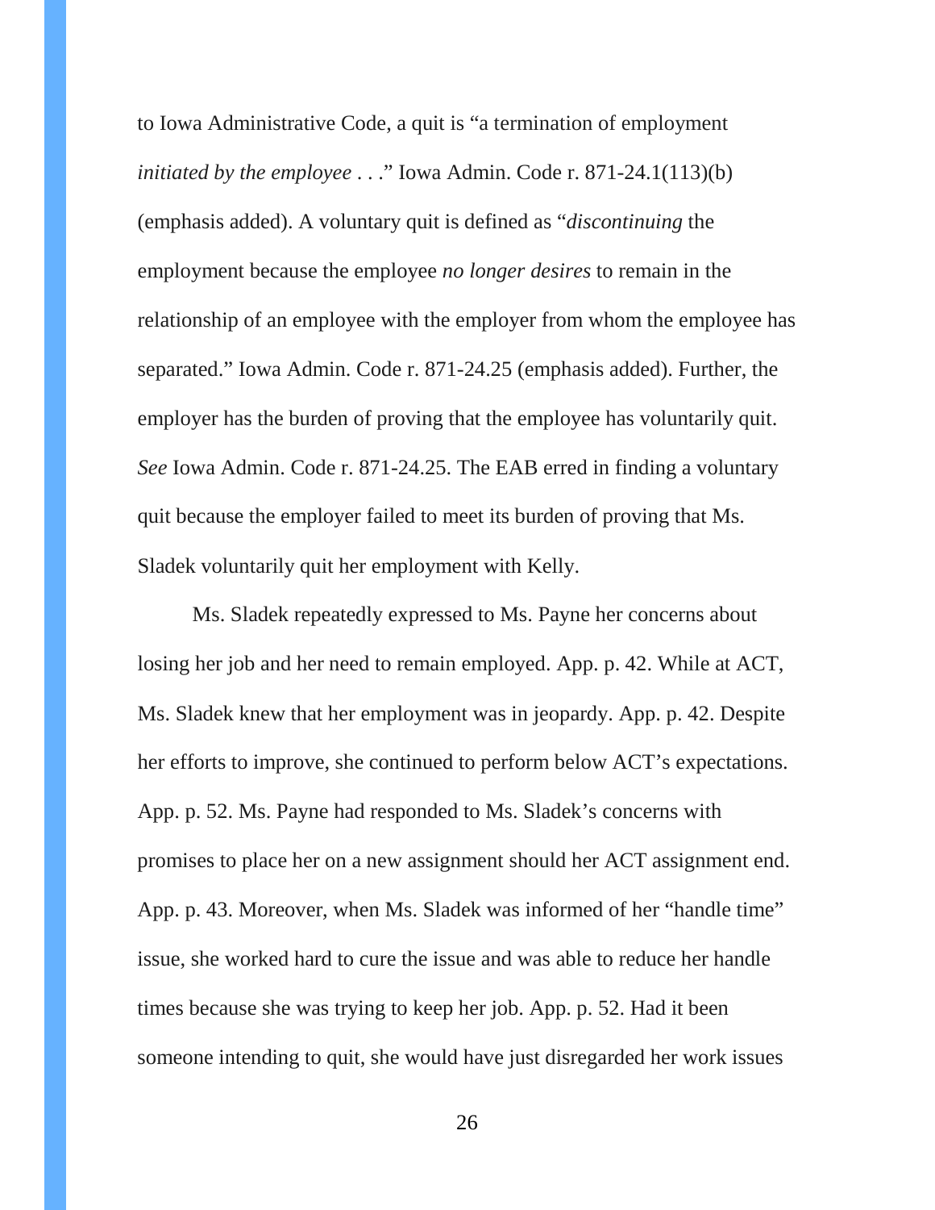to Iowa Administrative Code, a quit is "a termination of employment *initiated by the employee* . . ." Iowa Admin. Code r. 871-24.1(113)(b) (emphasis added). A voluntary quit is defined as "*discontinuing* the employment because the employee *no longer desires* to remain in the relationship of an employee with the employer from whom the employee has separated." Iowa Admin. Code r. 871-24.25 (emphasis added). Further, the employer has the burden of proving that the employee has voluntarily quit. *See* Iowa Admin. Code r. 871-24.25. The EAB erred in finding a voluntary quit because the employer failed to meet its burden of proving that Ms. Sladek voluntarily quit her employment with Kelly.

Ms. Sladek repeatedly expressed to Ms. Payne her concerns about losing her job and her need to remain employed. App. p. 42. While at ACT, Ms. Sladek knew that her employment was in jeopardy. App. p. 42. Despite her efforts to improve, she continued to perform below ACT's expectations. App. p. 52. Ms. Payne had responded to Ms. Sladek's concerns with promises to place her on a new assignment should her ACT assignment end. App. p. 43. Moreover, when Ms. Sladek was informed of her "handle time" issue, she worked hard to cure the issue and was able to reduce her handle times because she was trying to keep her job. App. p. 52. Had it been someone intending to quit, she would have just disregarded her work issues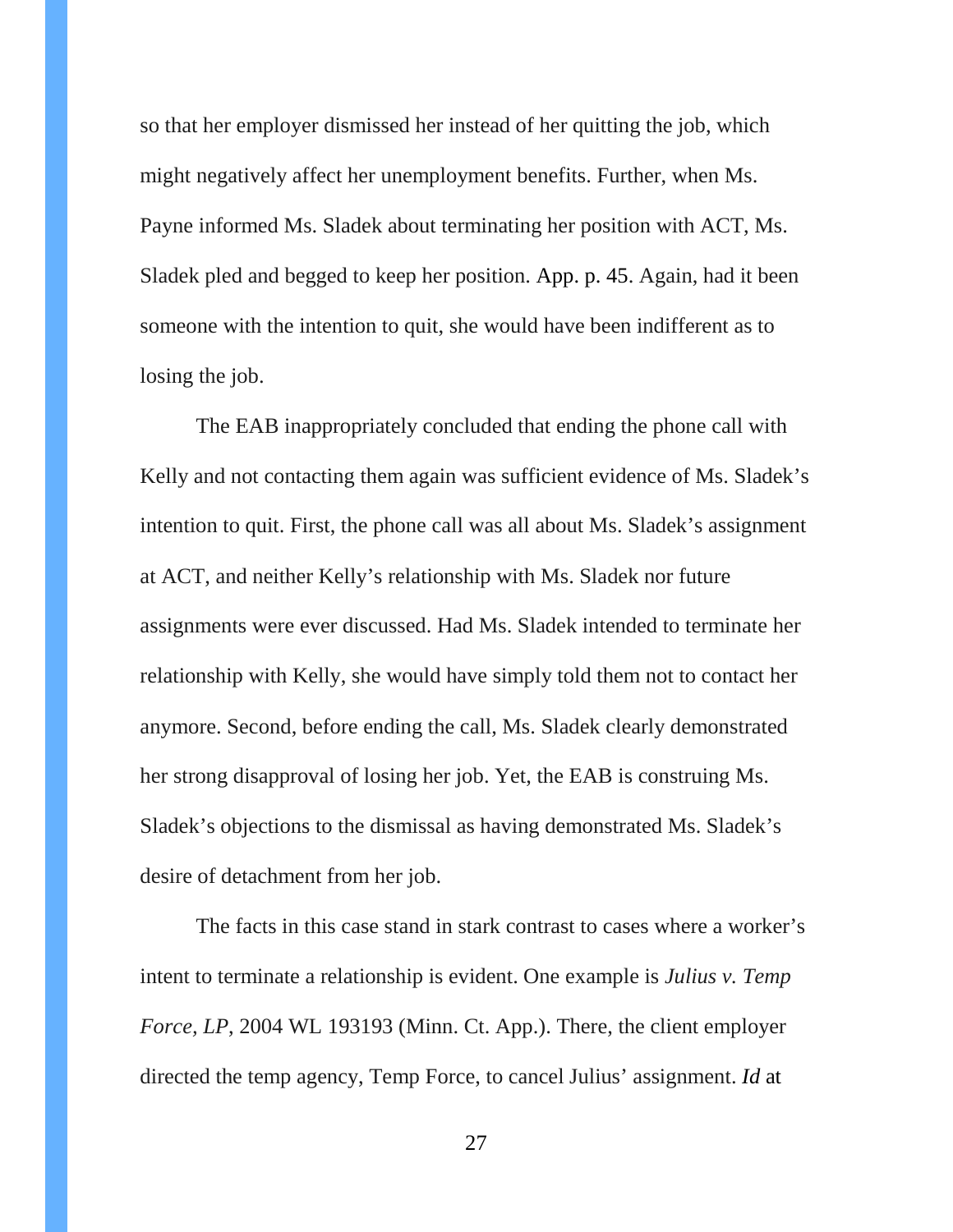so that her employer dismissed her instead of her quitting the job, which might negatively affect her unemployment benefits. Further, when Ms. Payne informed Ms. Sladek about terminating her position with ACT, Ms. Sladek pled and begged to keep her position. App. p. 45. Again, had it been someone with the intention to quit, she would have been indifferent as to losing the job.

The EAB inappropriately concluded that ending the phone call with Kelly and not contacting them again was sufficient evidence of Ms. Sladek's intention to quit. First, the phone call was all about Ms. Sladek's assignment at ACT, and neither Kelly's relationship with Ms. Sladek nor future assignments were ever discussed. Had Ms. Sladek intended to terminate her relationship with Kelly, she would have simply told them not to contact her anymore. Second, before ending the call, Ms. Sladek clearly demonstrated her strong disapproval of losing her job. Yet, the EAB is construing Ms. Sladek's objections to the dismissal as having demonstrated Ms. Sladek's desire of detachment from her job.

The facts in this case stand in stark contrast to cases where a worker's intent to terminate a relationship is evident. One example is *Julius v. Temp Force, LP*, 2004 WL 193193 (Minn. Ct. App.). There, the client employer directed the temp agency, Temp Force, to cancel Julius' assignment. *Id* at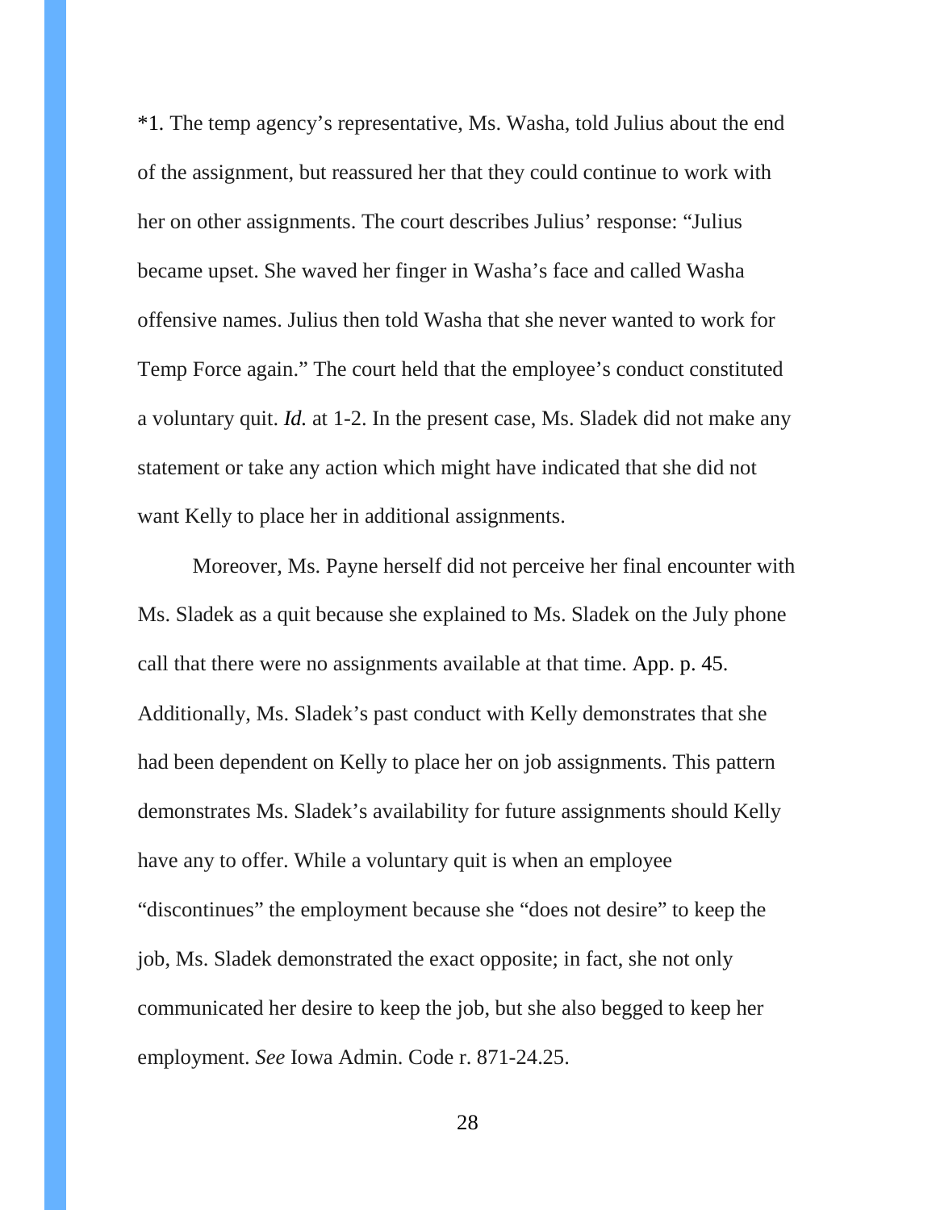*1. The temp agency's representative, Ms. Washa, told Julius about the end of the assignment, but reassured her that they could continue to work with her on other assignments. The court describes Julius' response: "Julius became upset. She waved her finger in Washa's face and called Washa offensive names. Julius then told Washa that she never wanted to work for Temp Force again." The court held that the employee's conduct constituted a voluntary quit. *Id.* at 1-2. In the present case, Ms. Sladek did not make any statement or take any action which might have indicated that she did not want Kelly to place her in additional assignments.

Moreover, Ms. Payne herself did not perceive her final encounter with Ms. Sladek as a quit because she explained to Ms. Sladek on the July phone call that there were no assignments available at that time. App. p. 45. Additionally, Ms. Sladek's past conduct with Kelly demonstrates that she had been dependent on Kelly to place her on job assignments. This pattern demonstrates Ms. Sladek's availability for future assignments should Kelly have any to offer. While a voluntary quit is when an employee "discontinues" the employment because she "does not desire" to keep the job, Ms. Sladek demonstrated the exact opposite; in fact, she not only communicated her desire to keep the job, but she also begged to keep her employment. *See* Iowa Admin. Code r. 871-24.25.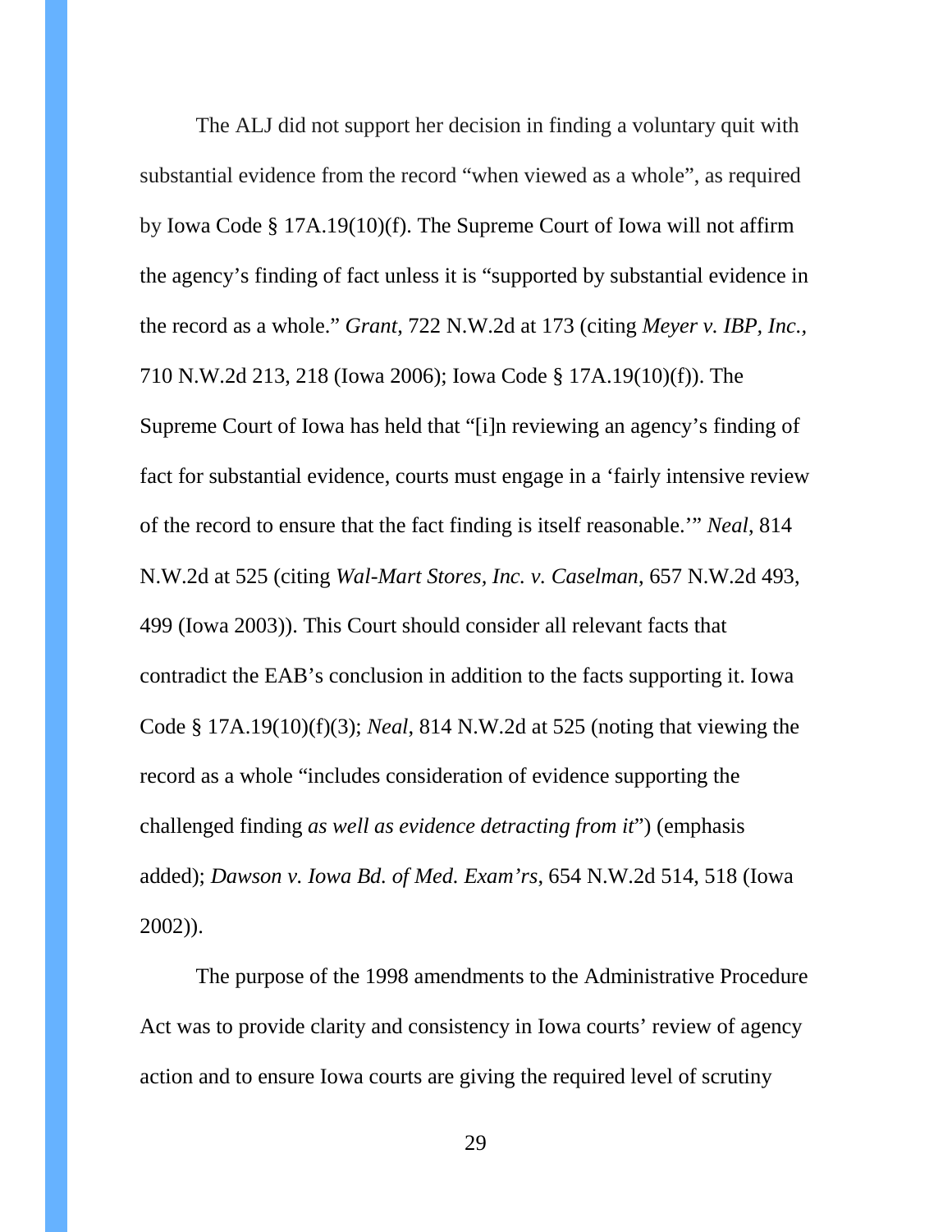The ALJ did not support her decision in finding a voluntary quit with substantial evidence from the record "when viewed as a whole", as required by Iowa Code § 17A.19(10)(f). The Supreme Court of Iowa will not affirm the agency's finding of fact unless it is "supported by substantial evidence in the record as a whole." *Grant*, 722 N.W.2d at 173 (citing *Meyer v. IBP, Inc.*, 710 N.W.2d 213, 218 (Iowa 2006); Iowa Code § 17A.19(10)(f)). The Supreme Court of Iowa has held that "[i]n reviewing an agency's finding of fact for substantial evidence, courts must engage in a 'fairly intensive review of the record to ensure that the fact finding is itself reasonable.'" *Neal*, 814 N.W.2d at 525 (citing *Wal-Mart Stores, Inc. v. Caselman*, 657 N.W.2d 493, 499 (Iowa 2003)). This Court should consider all relevant facts that contradict the EAB's conclusion in addition to the facts supporting it. Iowa Code § 17A.19(10)(f)(3); *Neal*, 814 N.W.2d at 525 (noting that viewing the record as a whole "includes consideration of evidence supporting the challenged finding *as well as evidence detracting from it*") (emphasis added); *Dawson v. Iowa Bd. of Med. Exam'rs*, 654 N.W.2d 514, 518 (Iowa 2002)).

The purpose of the 1998 amendments to the Administrative Procedure Act was to provide clarity and consistency in Iowa courts' review of agency action and to ensure Iowa courts are giving the required level of scrutiny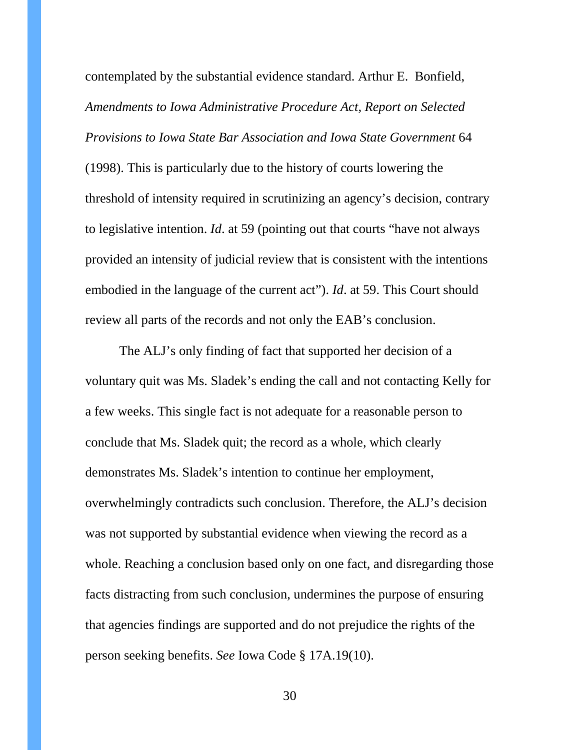contemplated by the substantial evidence standard. Arthur E. Bonfield, *Amendments to Iowa Administrative Procedure Act, Report on Selected Provisions to Iowa State Bar Association and Iowa State Government* 64 (1998). This is particularly due to the history of courts lowering the threshold of intensity required in scrutinizing an agency's decision, contrary to legislative intention. *Id*. at 59 (pointing out that courts "have not always provided an intensity of judicial review that is consistent with the intentions embodied in the language of the current act"). *Id*. at 59. This Court should review all parts of the records and not only the EAB's conclusion.

The ALJ's only finding of fact that supported her decision of a voluntary quit was Ms. Sladek's ending the call and not contacting Kelly for a few weeks. This single fact is not adequate for a reasonable person to conclude that Ms. Sladek quit; the record as a whole, which clearly demonstrates Ms. Sladek's intention to continue her employment, overwhelmingly contradicts such conclusion. Therefore, the ALJ's decision was not supported by substantial evidence when viewing the record as a whole. Reaching a conclusion based only on one fact, and disregarding those facts distracting from such conclusion, undermines the purpose of ensuring that agencies findings are supported and do not prejudice the rights of the person seeking benefits. *See* Iowa Code § 17A.19(10).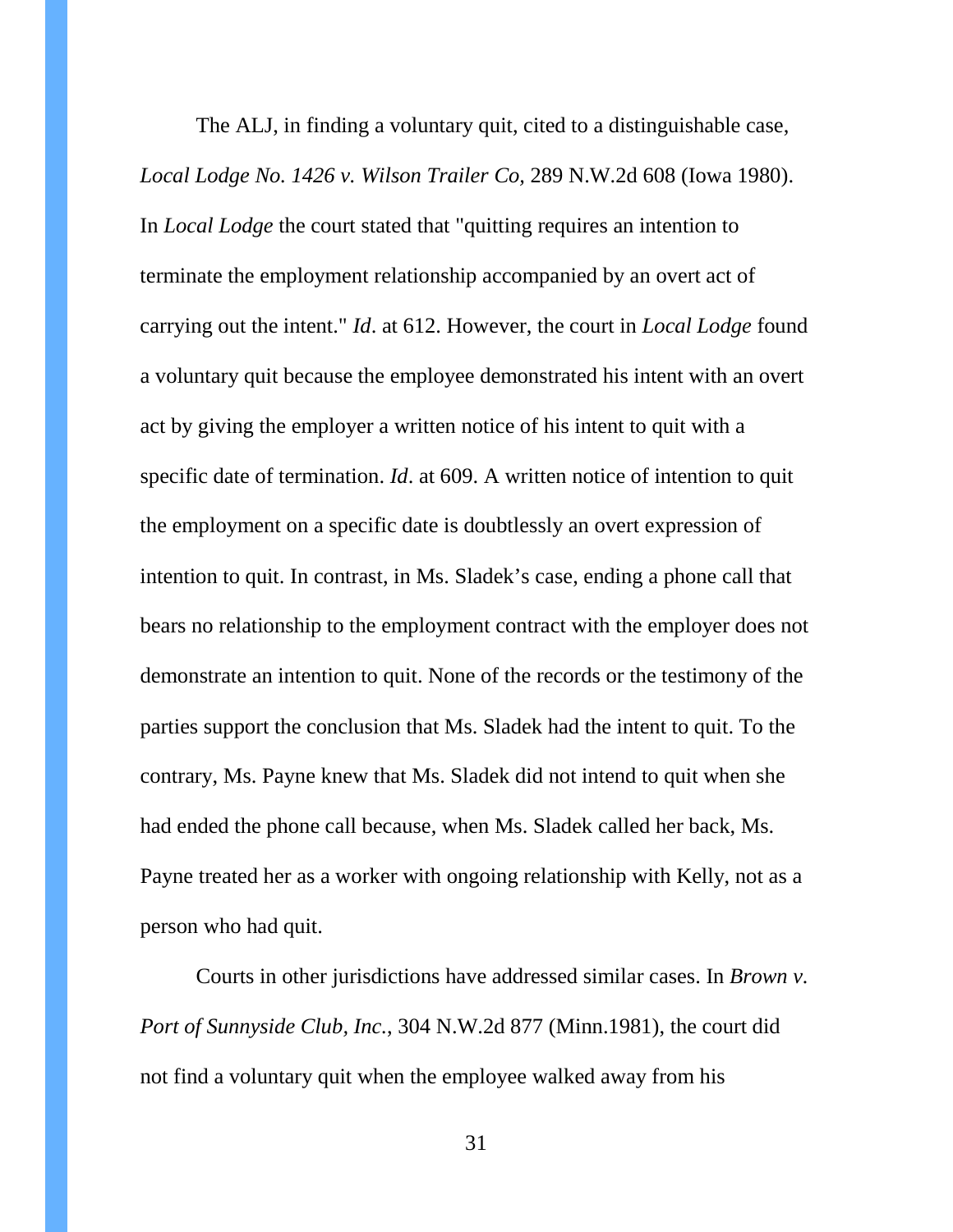The ALJ, in finding a voluntary quit, cited to a distinguishable case, *Local Lodge No. 1426 v. Wilson Trailer Co*, 289 N.W.2d 608 (Iowa 1980). In *Local Lodge* the court stated that "quitting requires an intention to terminate the employment relationship accompanied by an overt act of carrying out the intent." *Id*. at 612. However, the court in *Local Lodge* found a voluntary quit because the employee demonstrated his intent with an overt act by giving the employer a written notice of his intent to quit with a specific date of termination. *Id*. at 609. A written notice of intention to quit the employment on a specific date is doubtlessly an overt expression of intention to quit. In contrast, in Ms. Sladek's case, ending a phone call that bears no relationship to the employment contract with the employer does not demonstrate an intention to quit. None of the records or the testimony of the parties support the conclusion that Ms. Sladek had the intent to quit. To the contrary, Ms. Payne knew that Ms. Sladek did not intend to quit when she had ended the phone call because, when Ms. Sladek called her back, Ms. Payne treated her as a worker with ongoing relationship with Kelly, not as a person who had quit.

Courts in other jurisdictions have addressed similar cases. In *Brown v. Port of Sunnyside Club, Inc.*, 304 N.W.2d 877 (Minn.1981), the court did not find a voluntary quit when the employee walked away from his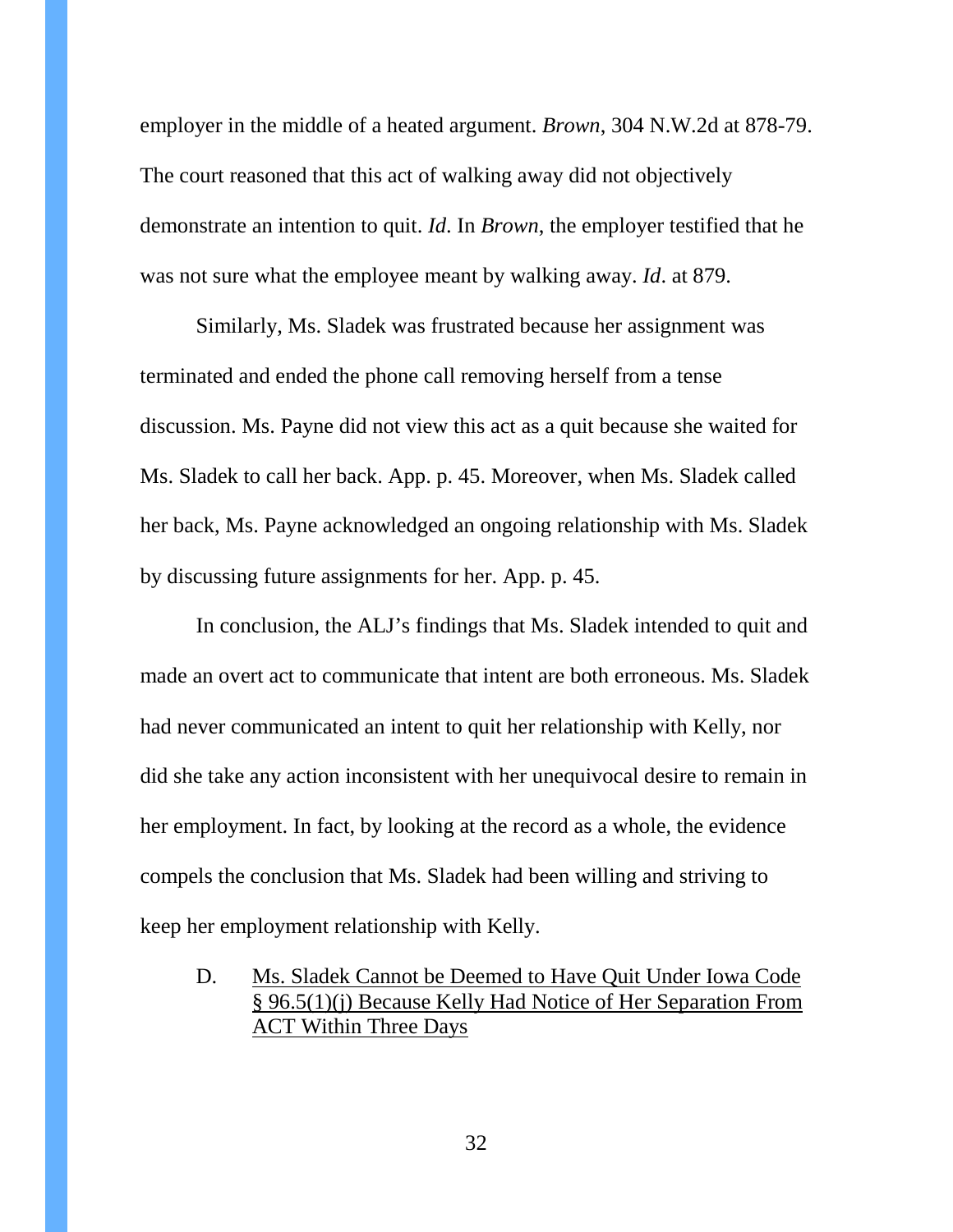employer in the middle of a heated argument. *Brown*, 304 N.W.2d at 878-79. The court reasoned that this act of walking away did not objectively demonstrate an intention to quit. *Id*. In *Brown*, the employer testified that he was not sure what the employee meant by walking away. *Id*. at 879.

Similarly, Ms. Sladek was frustrated because her assignment was terminated and ended the phone call removing herself from a tense discussion. Ms. Payne did not view this act as a quit because she waited for Ms. Sladek to call her back. App. p. 45. Moreover, when Ms. Sladek called her back, Ms. Payne acknowledged an ongoing relationship with Ms. Sladek by discussing future assignments for her. App. p. 45.

In conclusion, the ALJ's findings that Ms. Sladek intended to quit and made an overt act to communicate that intent are both erroneous. Ms. Sladek had never communicated an intent to quit her relationship with Kelly, nor did she take any action inconsistent with her unequivocal desire to remain in her employment. In fact, by looking at the record as a whole, the evidence compels the conclusion that Ms. Sladek had been willing and striving to keep her employment relationship with Kelly.

### D. <u>Ms. Sladek Cannot be Deemed to Have Quit Under Iowa Code § 96.5(1)(j) Because Kelly Had Notice of Her Separation From ACT Within Three Days</u>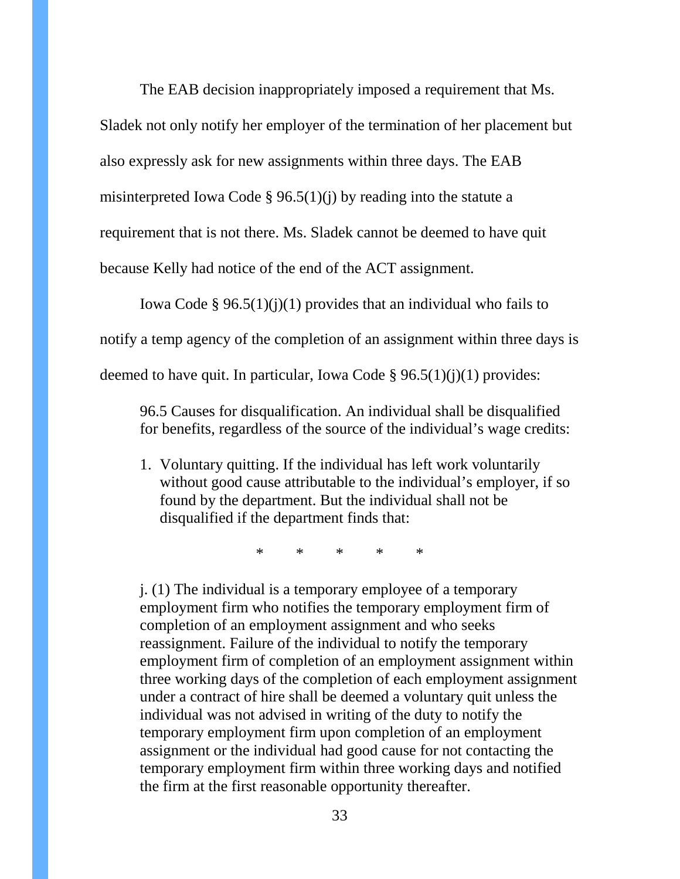The EAB decision inappropriately imposed a requirement that Ms. Sladek not only notify her employer of the termination of her placement but also expressly ask for new assignments within three days. The EAB misinterpreted Iowa Code § 96.5(1)(j) by reading into the statute a requirement that is not there. Ms. Sladek cannot be deemed to have quit because Kelly had notice of the end of the ACT assignment.

Iowa Code § 96.5(1)(j)(1) provides that an individual who fails to notify a temp agency of the completion of an assignment within three days is deemed to have quit. In particular, Iowa Code § 96.5(1)(j)(1) provides:

> 96.5 Causes for disqualification. An individual shall be disqualified for benefits, regardless of the source of the individual's wage credits:
>
> 1. Voluntary quitting. If the individual has left work voluntarily without good cause attributable to the individual's employer, if so found by the department. But the individual shall not be disqualified if the department finds that:
>
> \* \* \* \* \*
>
> j. (1) The individual is a temporary employee of a temporary employment firm who notifies the temporary employment firm of completion of an employment assignment and who seeks reassignment. Failure of the individual to notify the temporary employment firm of completion of an employment assignment within three working days of the completion of each employment assignment under a contract of hire shall be deemed a voluntary quit unless the individual was not advised in writing of the duty to notify the temporary employment firm upon completion of an employment assignment or the individual had good cause for not contacting the temporary employment firm within three working days and notified the firm at the first reasonable opportunity thereafter.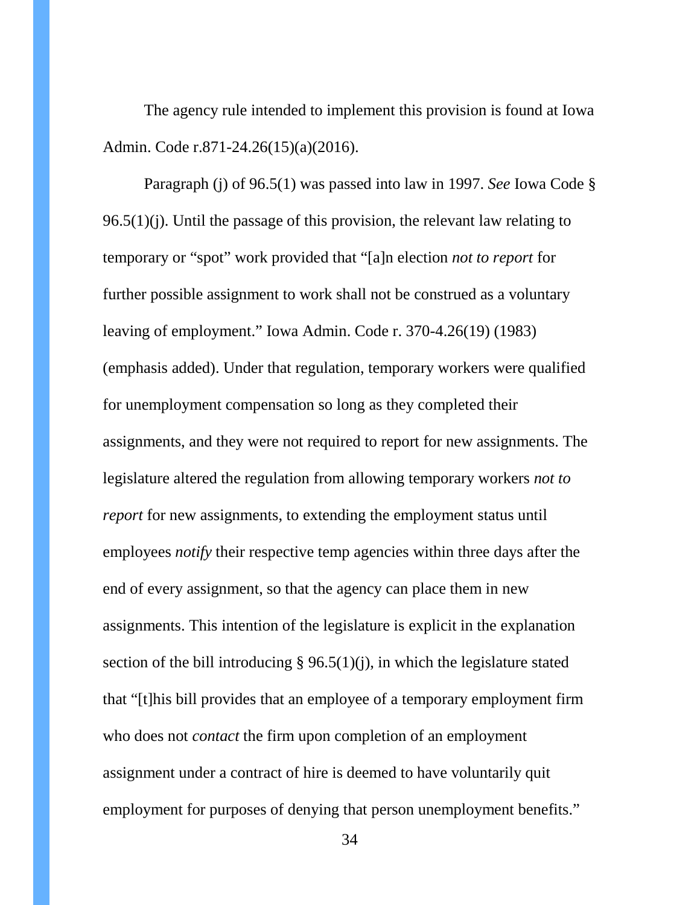The agency rule intended to implement this provision is found at Iowa Admin. Code r.871-24.26(15)(a)(2016).

Paragraph (j) of 96.5(1) was passed into law in 1997. *See* Iowa Code § 96.5(1)(j). Until the passage of this provision, the relevant law relating to temporary or "spot" work provided that "[a]n election *not to report* for further possible assignment to work shall not be construed as a voluntary leaving of employment." Iowa Admin. Code r. 370-4.26(19) (1983) (emphasis added). Under that regulation, temporary workers were qualified for unemployment compensation so long as they completed their assignments, and they were not required to report for new assignments. The legislature altered the regulation from allowing temporary workers *not to report* for new assignments, to extending the employment status until employees *notify* their respective temp agencies within three days after the end of every assignment, so that the agency can place them in new assignments. This intention of the legislature is explicit in the explanation section of the bill introducing § 96.5(1)(j), in which the legislature stated that "[t]his bill provides that an employee of a temporary employment firm who does not *contact* the firm upon completion of an employment assignment under a contract of hire is deemed to have voluntarily quit employment for purposes of denying that person unemployment benefits."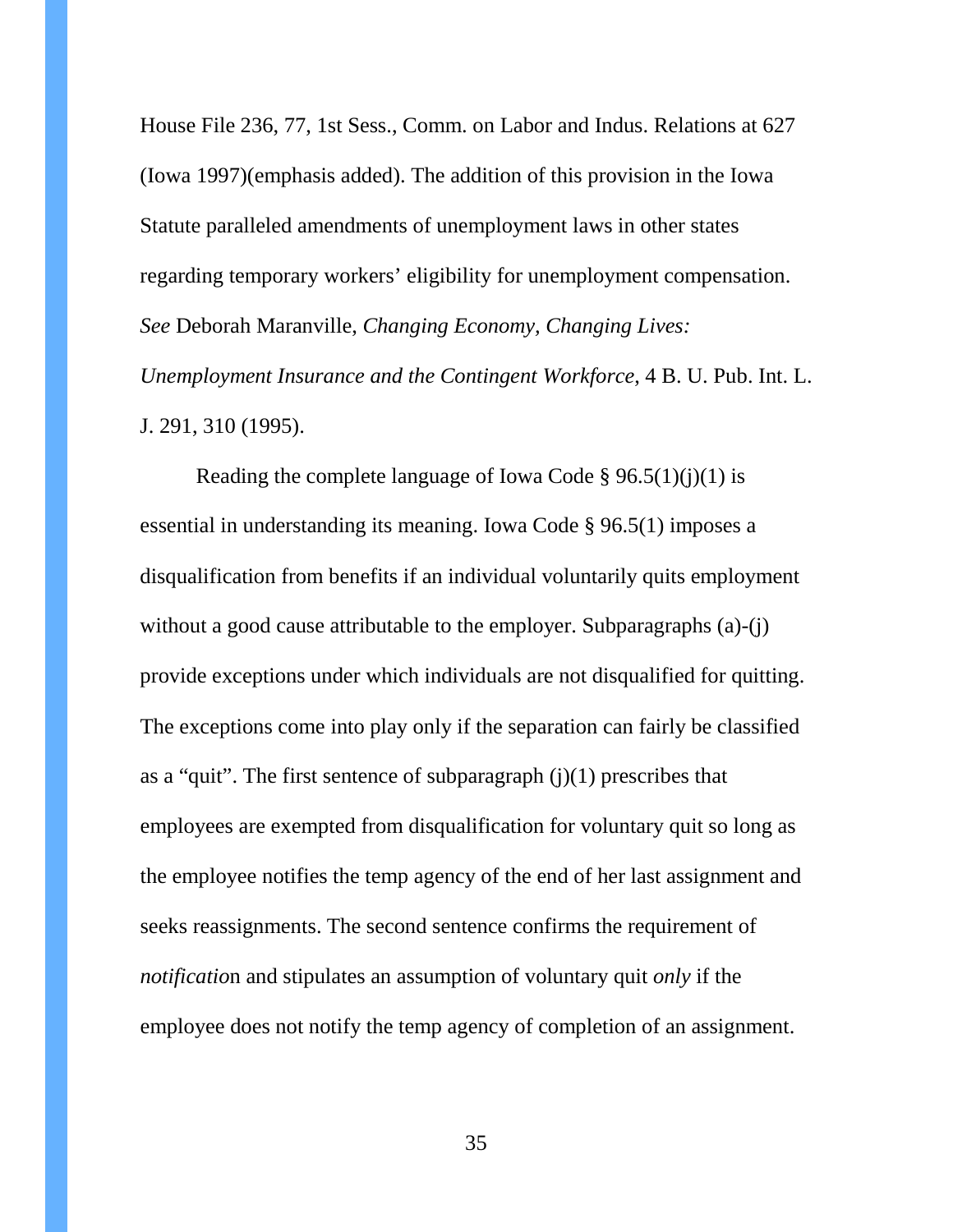House File 236, 77, 1st Sess., Comm. on Labor and Indus. Relations at 627 (Iowa 1997)(emphasis added). The addition of this provision in the Iowa Statute paralleled amendments of unemployment laws in other states regarding temporary workers' eligibility for unemployment compensation. *See* Deborah Maranville, *Changing Economy, Changing Lives: Unemployment Insurance and the Contingent Workforce*, 4 B. U. Pub. Int. L. J. 291, 310 (1995).

Reading the complete language of Iowa Code § 96.5(1)(j)(1) is essential in understanding its meaning. Iowa Code § 96.5(1) imposes a disqualification from benefits if an individual voluntarily quits employment without a good cause attributable to the employer. Subparagraphs (a)-(j) provide exceptions under which individuals are not disqualified for quitting. The exceptions come into play only if the separation can fairly be classified as a "quit". The first sentence of subparagraph (j)(1) prescribes that employees are exempted from disqualification for voluntary quit so long as the employee notifies the temp agency of the end of her last assignment and seeks reassignments. The second sentence confirms the requirement of *notification* and stipulates an assumption of voluntary quit *only* if the employee does not notify the temp agency of completion of an assignment.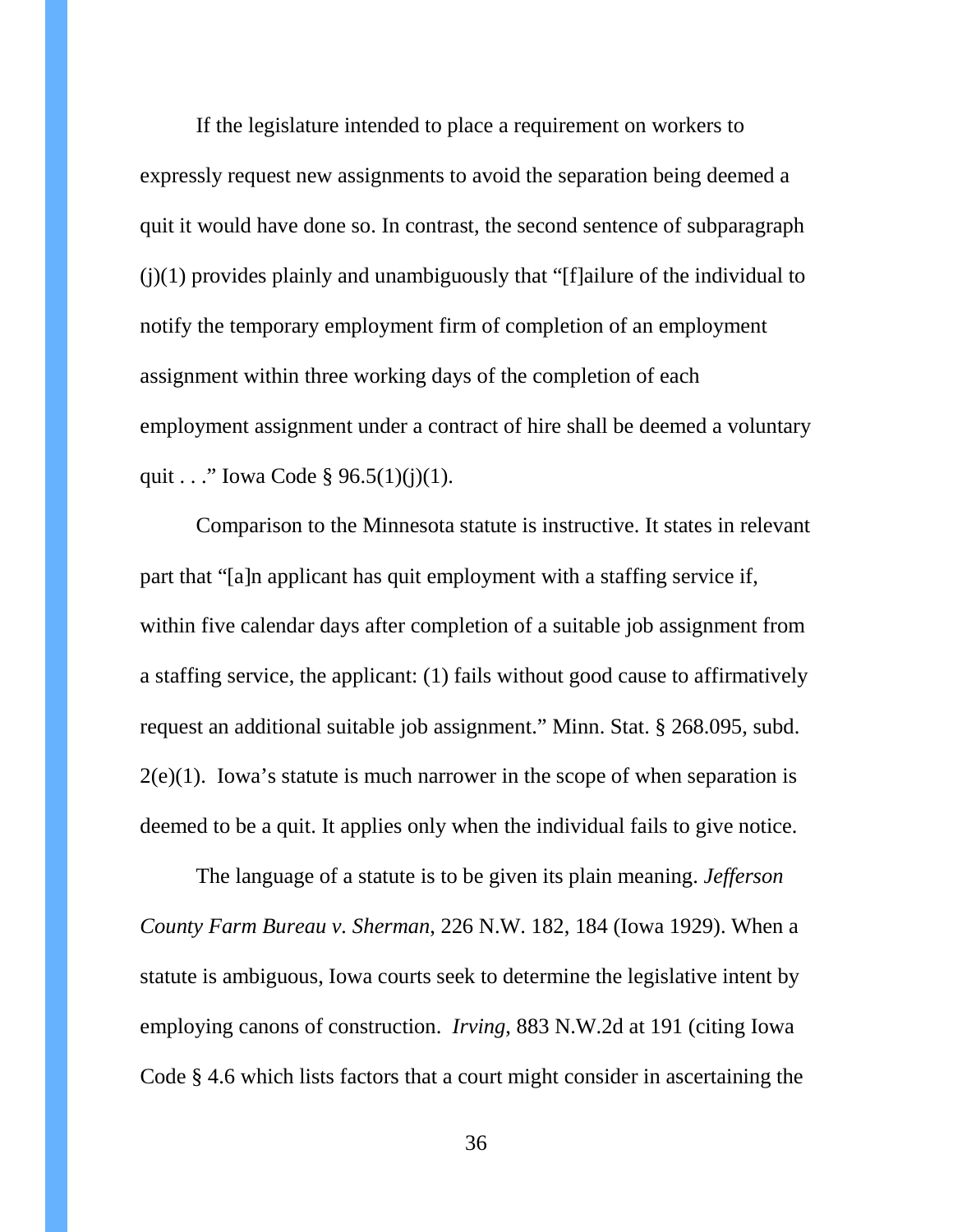If the legislature intended to place a requirement on workers to expressly request new assignments to avoid the separation being deemed a quit it would have done so. In contrast, the second sentence of subparagraph (j)(1) provides plainly and unambiguously that "[f]ailure of the individual to notify the temporary employment firm of completion of an employment assignment within three working days of the completion of each employment assignment under a contract of hire shall be deemed a voluntary quit . . ." Iowa Code § 96.5(1)(j)(1).

Comparison to the Minnesota statute is instructive. It states in relevant part that "[a]n applicant has quit employment with a staffing service if, within five calendar days after completion of a suitable job assignment from a staffing service, the applicant: (1) fails without good cause to affirmatively request an additional suitable job assignment." Minn. Stat. § 268.095, subd. 2(e)(1). Iowa's statute is much narrower in the scope of when separation is deemed to be a quit. It applies only when the individual fails to give notice.

The language of a statute is to be given its plain meaning. *Jefferson County Farm Bureau v. Sherman*, 226 N.W. 182, 184 (Iowa 1929). When a statute is ambiguous, Iowa courts seek to determine the legislative intent by employing canons of construction. *Irving*, 883 N.W.2d at 191 (citing Iowa Code § 4.6 which lists factors that a court might consider in ascertaining the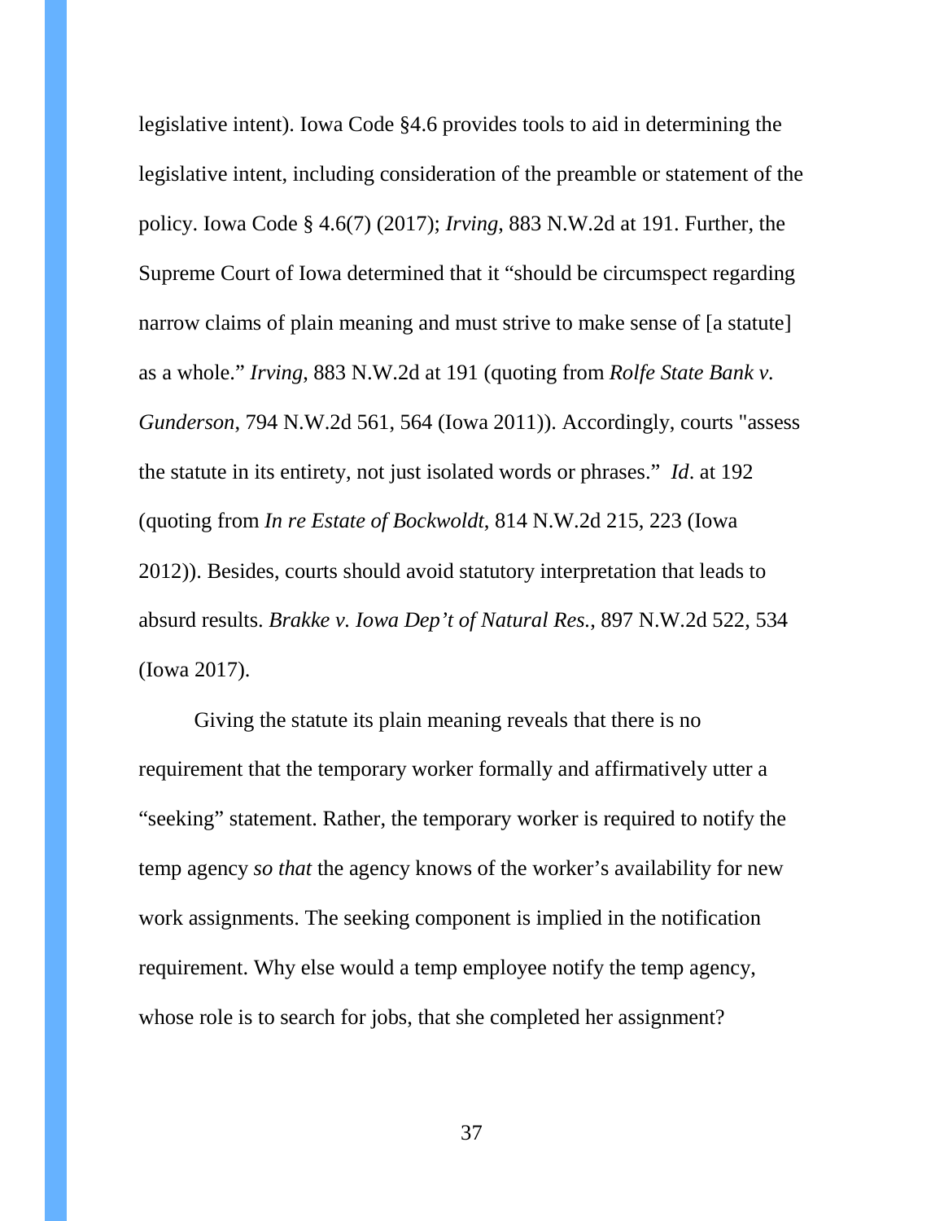legislative intent). Iowa Code §4.6 provides tools to aid in determining the legislative intent, including consideration of the preamble or statement of the policy. Iowa Code § 4.6(7) (2017); *Irving*, 883 N.W.2d at 191. Further, the Supreme Court of Iowa determined that it "should be circumspect regarding narrow claims of plain meaning and must strive to make sense of [a statute] as a whole." *Irving*, 883 N.W.2d at 191 (quoting from *Rolfe State Bank v. Gunderson*, 794 N.W.2d 561, 564 (Iowa 2011)). Accordingly, courts "assess the statute in its entirety, not just isolated words or phrases." *Id*. at 192 (quoting from *In re Estate of Bockwoldt*, 814 N.W.2d 215, 223 (Iowa 2012)). Besides, courts should avoid statutory interpretation that leads to absurd results. *Brakke v. Iowa Dep't of Natural Res.*, 897 N.W.2d 522, 534 (Iowa 2017).

Giving the statute its plain meaning reveals that there is no requirement that the temporary worker formally and affirmatively utter a "seeking" statement. Rather, the temporary worker is required to notify the temp agency *so that* the agency knows of the worker's availability for new work assignments. The seeking component is implied in the notification requirement. Why else would a temp employee notify the temp agency, whose role is to search for jobs, that she completed her assignment?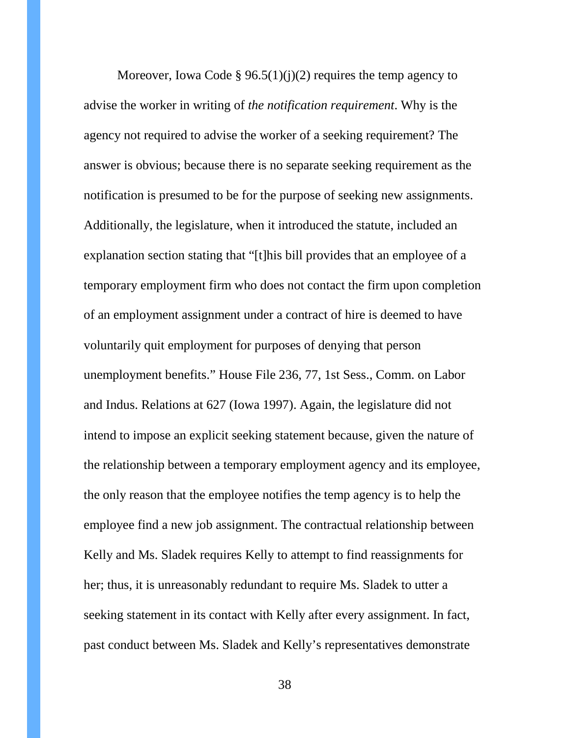Moreover, Iowa Code § 96.5(1)(j)(2) requires the temp agency to advise the worker in writing of *the notification requirement*. Why is the agency not required to advise the worker of a seeking requirement? The answer is obvious; because there is no separate seeking requirement as the notification is presumed to be for the purpose of seeking new assignments. Additionally, the legislature, when it introduced the statute, included an explanation section stating that "[t]his bill provides that an employee of a temporary employment firm who does not contact the firm upon completion of an employment assignment under a contract of hire is deemed to have voluntarily quit employment for purposes of denying that person unemployment benefits." House File 236, 77, 1st Sess., Comm. on Labor and Indus. Relations at 627 (Iowa 1997). Again, the legislature did not intend to impose an explicit seeking statement because, given the nature of the relationship between a temporary employment agency and its employee, the only reason that the employee notifies the temp agency is to help the employee find a new job assignment. The contractual relationship between Kelly and Ms. Sladek requires Kelly to attempt to find reassignments for her; thus, it is unreasonably redundant to require Ms. Sladek to utter a seeking statement in its contact with Kelly after every assignment. In fact, past conduct between Ms. Sladek and Kelly's representatives demonstrate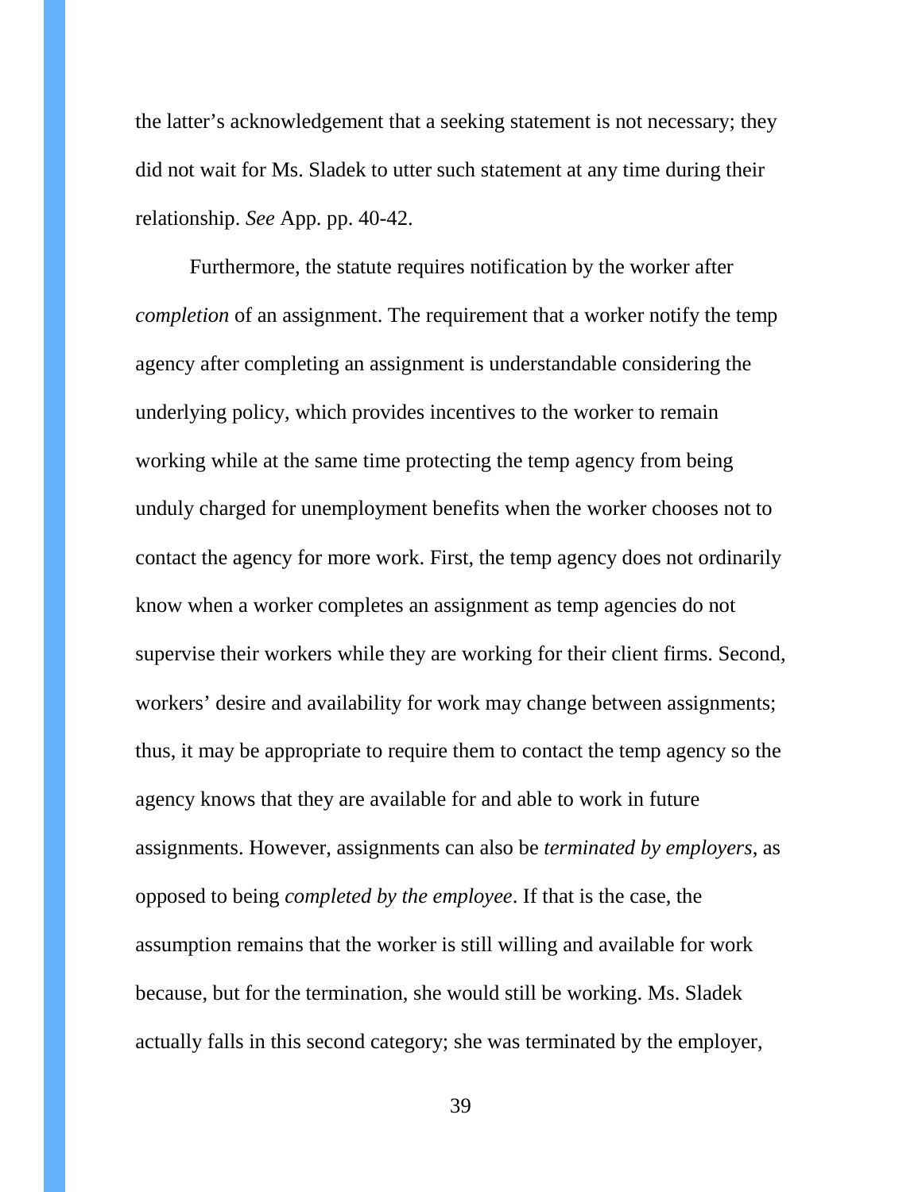the latter's acknowledgement that a seeking statement is not necessary; they did not wait for Ms. Sladek to utter such statement at any time during their relationship. *See* App. pp. 40-42.

Furthermore, the statute requires notification by the worker after *completion* of an assignment. The requirement that a worker notify the temp agency after completing an assignment is understandable considering the underlying policy, which provides incentives to the worker to remain working while at the same time protecting the temp agency from being unduly charged for unemployment benefits when the worker chooses not to contact the agency for more work. First, the temp agency does not ordinarily know when a worker completes an assignment as temp agencies do not supervise their workers while they are working for their client firms. Second, workers' desire and availability for work may change between assignments; thus, it may be appropriate to require them to contact the temp agency so the agency knows that they are available for and able to work in future assignments. However, assignments can also be *terminated by employers*, as opposed to being *completed by the employee*. If that is the case, the assumption remains that the worker is still willing and available for work because, but for the termination, she would still be working. Ms. Sladek actually falls in this second category; she was terminated by the employer,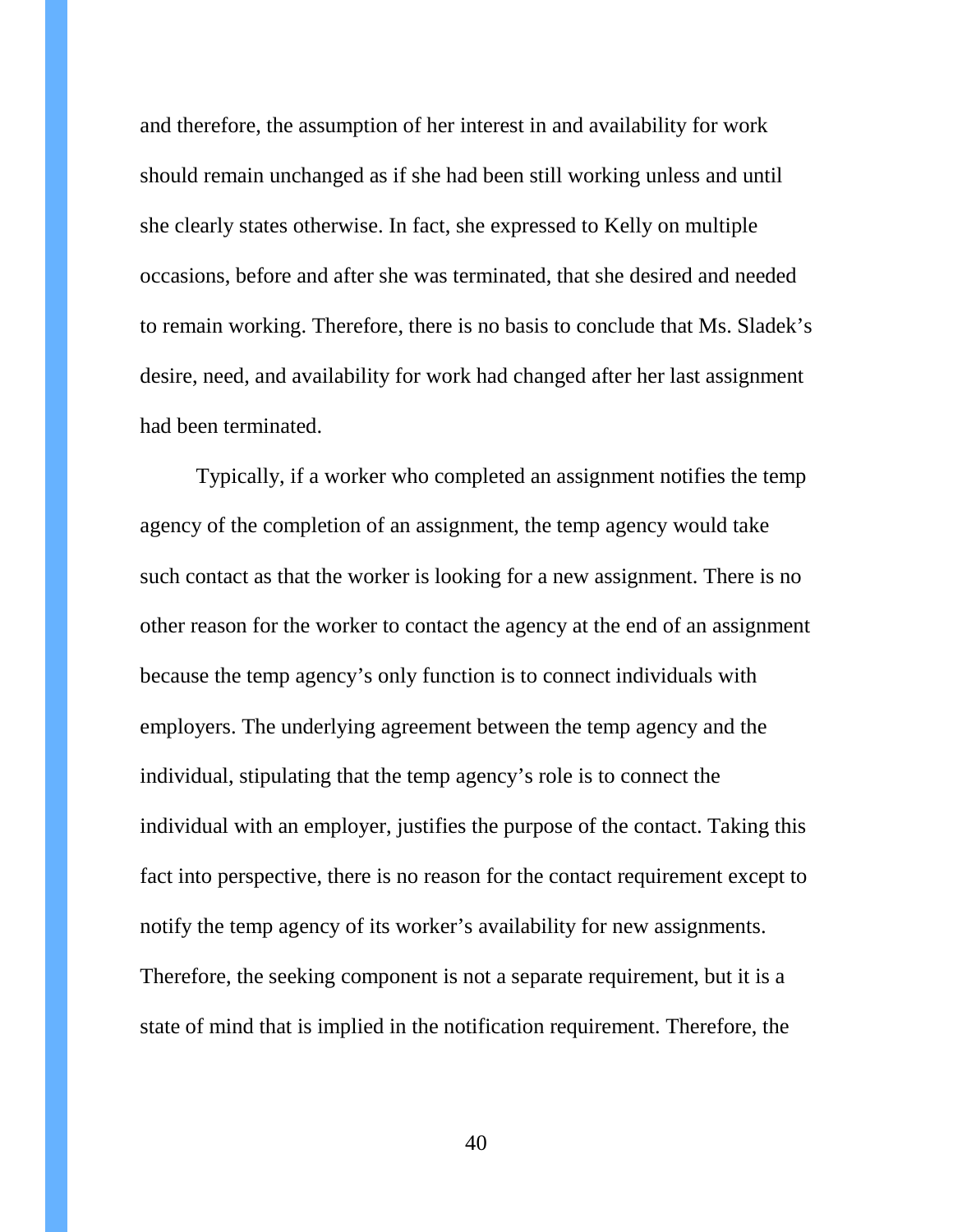and therefore, the assumption of her interest in and availability for work should remain unchanged as if she had been still working unless and until she clearly states otherwise. In fact, she expressed to Kelly on multiple occasions, before and after she was terminated, that she desired and needed to remain working. Therefore, there is no basis to conclude that Ms. Sladek's desire, need, and availability for work had changed after her last assignment had been terminated.

Typically, if a worker who completed an assignment notifies the temp agency of the completion of an assignment, the temp agency would take such contact as that the worker is looking for a new assignment. There is no other reason for the worker to contact the agency at the end of an assignment because the temp agency's only function is to connect individuals with employers. The underlying agreement between the temp agency and the individual, stipulating that the temp agency's role is to connect the individual with an employer, justifies the purpose of the contact. Taking this fact into perspective, there is no reason for the contact requirement except to notify the temp agency of its worker's availability for new assignments. Therefore, the seeking component is not a separate requirement, but it is a state of mind that is implied in the notification requirement. Therefore, the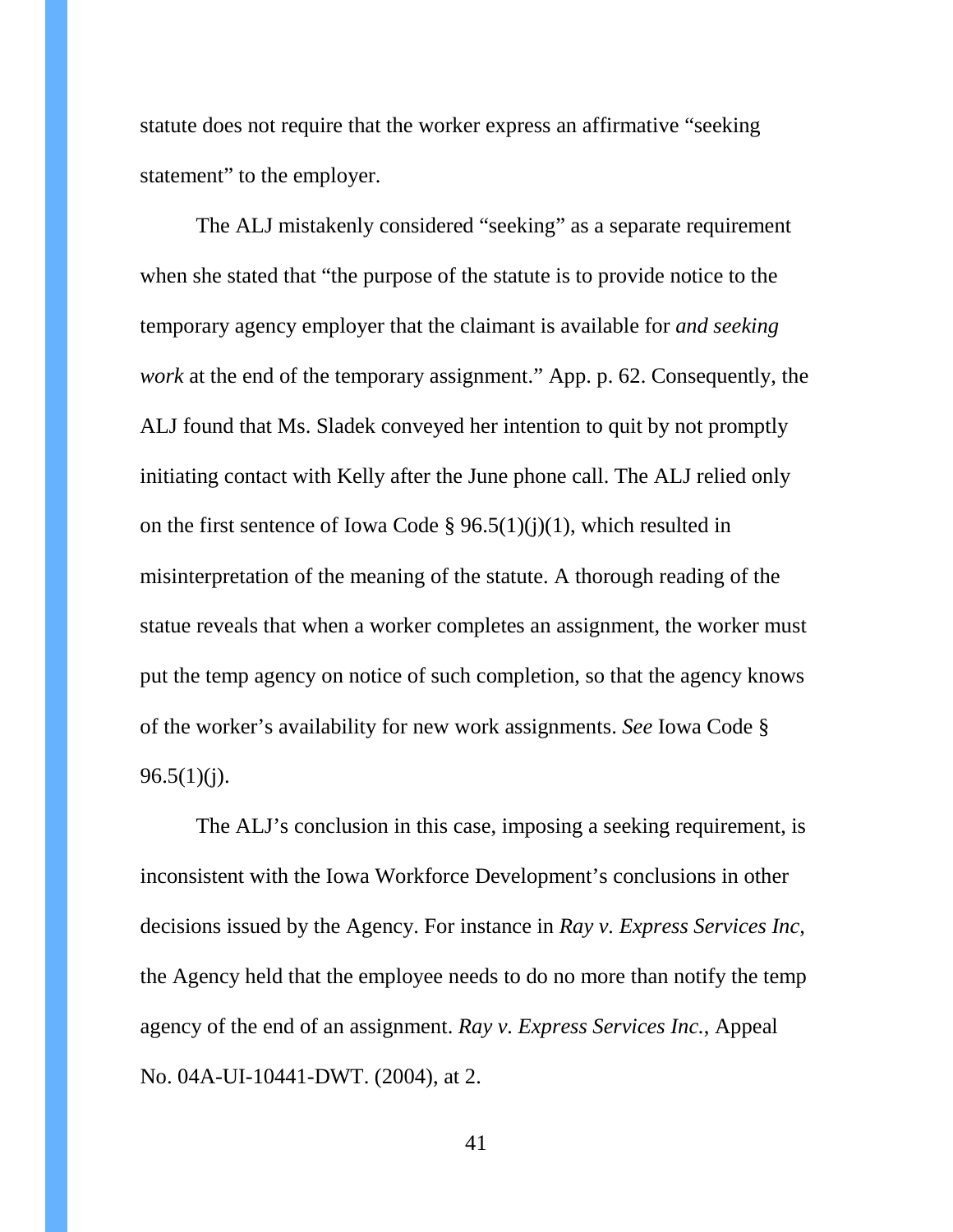statute does not require that the worker express an affirmative "seeking statement" to the employer.

The ALJ mistakenly considered "seeking" as a separate requirement when she stated that "the purpose of the statute is to provide notice to the temporary agency employer that the claimant is available for *and seeking work* at the end of the temporary assignment." App. p. 62. Consequently, the ALJ found that Ms. Sladek conveyed her intention to quit by not promptly initiating contact with Kelly after the June phone call. The ALJ relied only on the first sentence of Iowa Code § 96.5(1)(j)(1), which resulted in misinterpretation of the meaning of the statute. A thorough reading of the statue reveals that when a worker completes an assignment, the worker must put the temp agency on notice of such completion, so that the agency knows of the worker's availability for new work assignments. *See* Iowa Code § 96.5(1)(j).

The ALJ's conclusion in this case, imposing a seeking requirement, is inconsistent with the Iowa Workforce Development's conclusions in other decisions issued by the Agency. For instance in *Ray v. Express Services Inc*, the Agency held that the employee needs to do no more than notify the temp agency of the end of an assignment. *Ray v. Express Services Inc.*, Appeal No. 04A-UI-10441-DWT. (2004), at 2.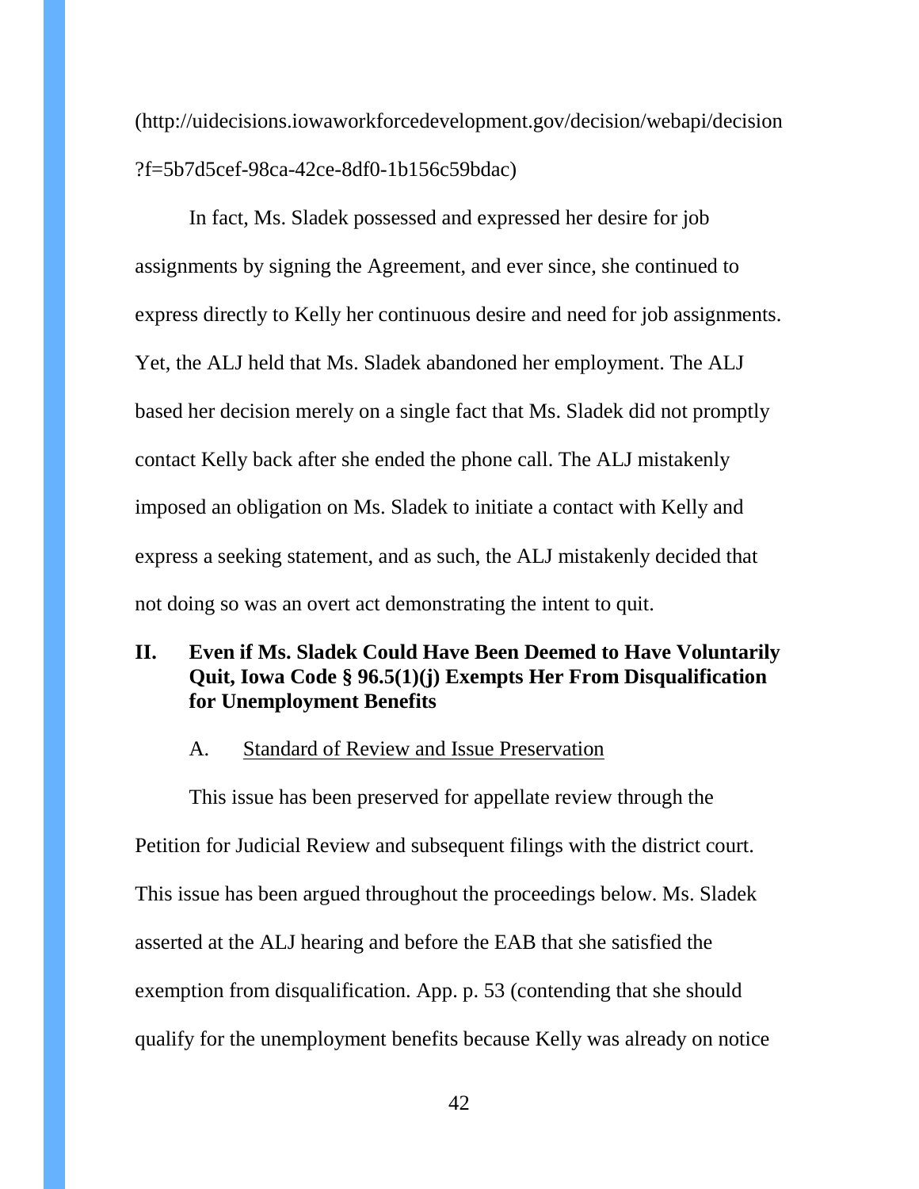(http://uidecisions.iowaworkforcedevelopment.gov/decision/webapi/decision?f=5b7d5cef-98ca-42ce-8df0-1b156c59bdac)

In fact, Ms. Sladek possessed and expressed her desire for job assignments by signing the Agreement, and ever since, she continued to express directly to Kelly her continuous desire and need for job assignments. Yet, the ALJ held that Ms. Sladek abandoned her employment. The ALJ based her decision merely on a single fact that Ms. Sladek did not promptly contact Kelly back after she ended the phone call. The ALJ mistakenly imposed an obligation on Ms. Sladek to initiate a contact with Kelly and express a seeking statement, and as such, the ALJ mistakenly decided that not doing so was an overt act demonstrating the intent to quit.

## II. Even if Ms. Sladek Could Have Been Deemed to Have Voluntarily Quit, Iowa Code § 96.5(1)(j) Exempts Her From Disqualification for Unemployment Benefits

### A. Standard of Review and Issue Preservation

This issue has been preserved for appellate review through the Petition for Judicial Review and subsequent filings with the district court. This issue has been argued throughout the proceedings below. Ms. Sladek asserted at the ALJ hearing and before the EAB that she satisfied the exemption from disqualification. App. p. 53 (contending that she should qualify for the unemployment benefits because Kelly was already on notice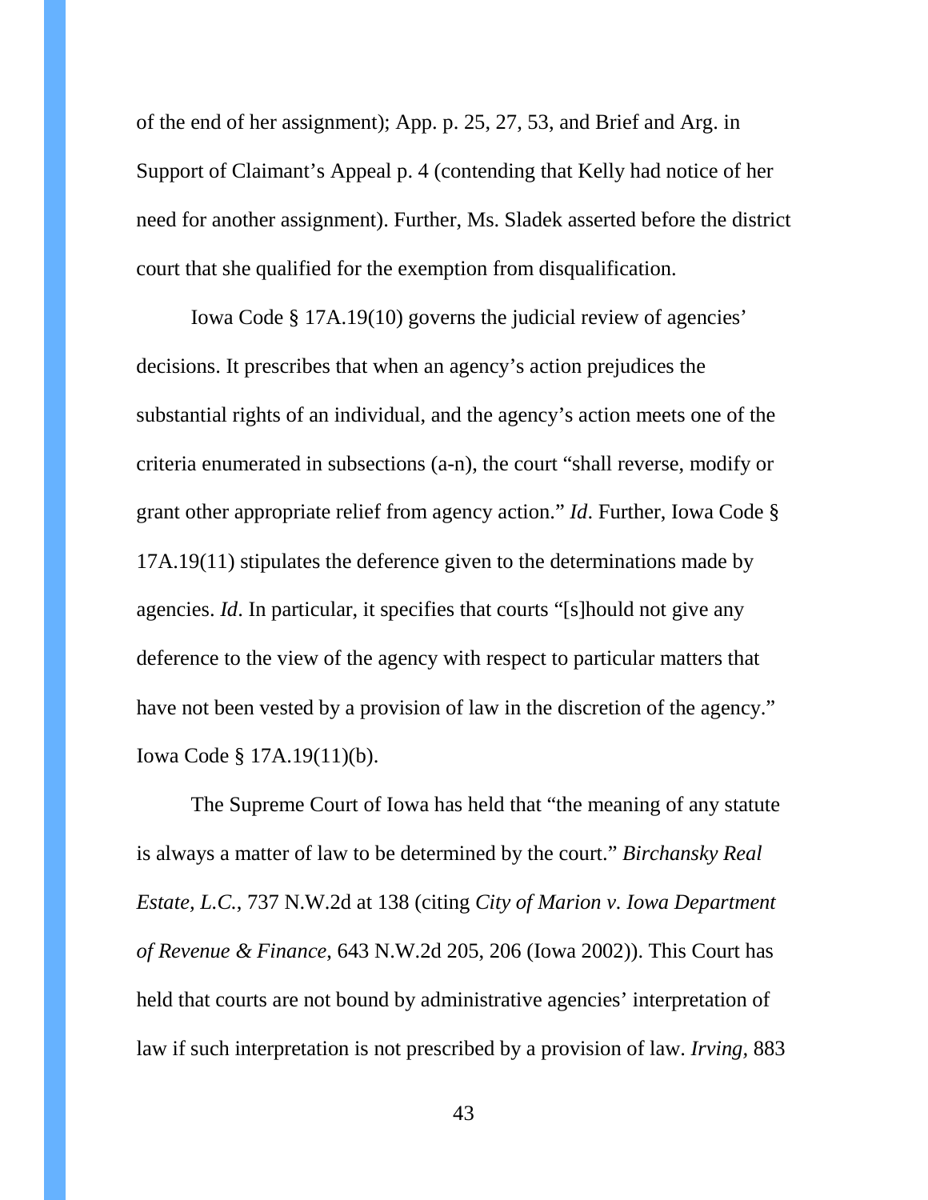of the end of her assignment); App. p. 25, 27, 53, and Brief and Arg. in Support of Claimant's Appeal p. 4 (contending that Kelly had notice of her need for another assignment). Further, Ms. Sladek asserted before the district court that she qualified for the exemption from disqualification.

Iowa Code § 17A.19(10) governs the judicial review of agencies' decisions. It prescribes that when an agency's action prejudices the substantial rights of an individual, and the agency's action meets one of the criteria enumerated in subsections (a-n), the court "shall reverse, modify or grant other appropriate relief from agency action." *Id*. Further, Iowa Code § 17A.19(11) stipulates the deference given to the determinations made by agencies. *Id*. In particular, it specifies that courts "[s]hould not give any deference to the view of the agency with respect to particular matters that have not been vested by a provision of law in the discretion of the agency." Iowa Code § 17A.19(11)(b).

The Supreme Court of Iowa has held that "the meaning of any statute is always a matter of law to be determined by the court." *Birchansky Real Estate, L.C.*, 737 N.W.2d at 138 (citing *City of Marion v. Iowa Department of Revenue & Finance*, 643 N.W.2d 205, 206 (Iowa 2002)). This Court has held that courts are not bound by administrative agencies' interpretation of law if such interpretation is not prescribed by a provision of law. *Irving*, 883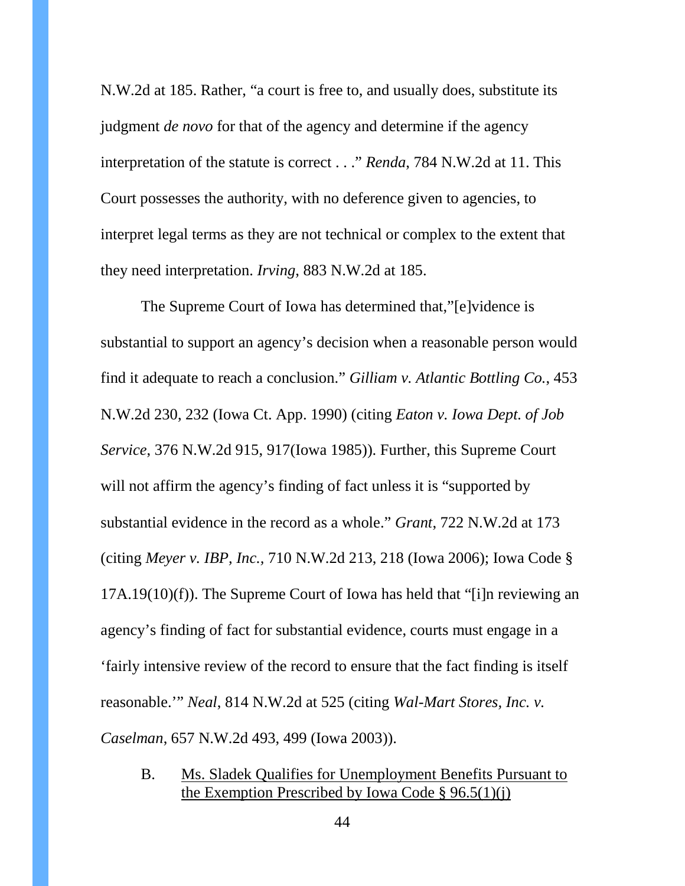N.W.2d at 185. Rather, "a court is free to, and usually does, substitute its judgment *de novo* for that of the agency and determine if the agency interpretation of the statute is correct . . ." *Renda*, 784 N.W.2d at 11. This Court possesses the authority, with no deference given to agencies, to interpret legal terms as they are not technical or complex to the extent that they need interpretation. *Irving*, 883 N.W.2d at 185.

The Supreme Court of Iowa has determined that,"[e]vidence is substantial to support an agency's decision when a reasonable person would find it adequate to reach a conclusion." *Gilliam v. Atlantic Bottling Co.*, 453 N.W.2d 230, 232 (Iowa Ct. App. 1990) (citing *Eaton v. Iowa Dept. of Job Service*, 376 N.W.2d 915, 917(Iowa 1985)). Further, this Supreme Court will not affirm the agency's finding of fact unless it is "supported by substantial evidence in the record as a whole." *Grant*, 722 N.W.2d at 173 (citing *Meyer v. IBP, Inc.*, 710 N.W.2d 213, 218 (Iowa 2006); Iowa Code § 17A.19(10)(f)). The Supreme Court of Iowa has held that "[i]n reviewing an agency's finding of fact for substantial evidence, courts must engage in a 'fairly intensive review of the record to ensure that the fact finding is itself reasonable.'" *Neal*, 814 N.W.2d at 525 (citing *Wal-Mart Stores, Inc. v. Caselman*, 657 N.W.2d 493, 499 (Iowa 2003)).

B. Ms. Sladek Qualifies for Unemployment Benefits Pursuant to the Exemption Prescribed by Iowa Code § 96.5(1)(j)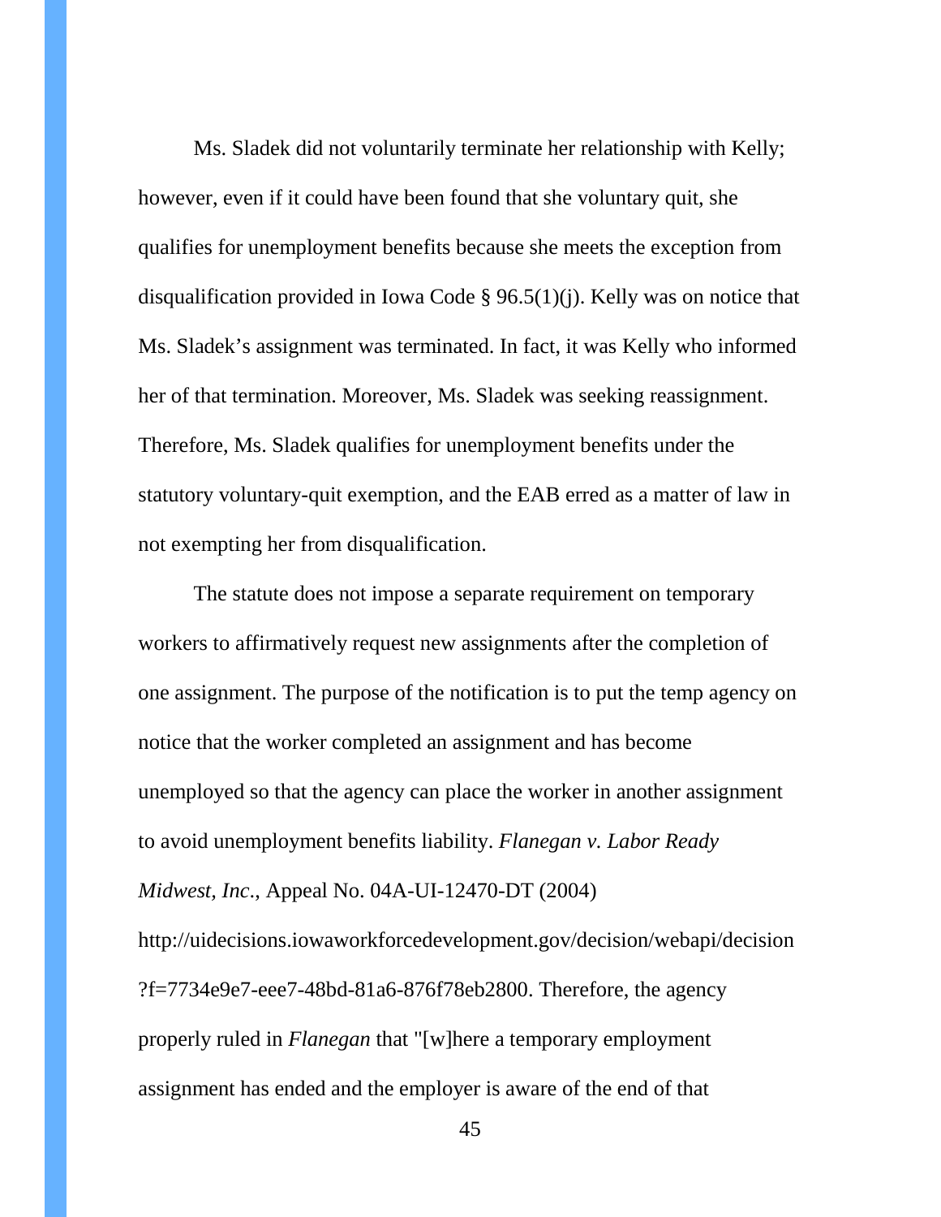Ms. Sladek did not voluntarily terminate her relationship with Kelly; however, even if it could have been found that she voluntary quit, she qualifies for unemployment benefits because she meets the exception from disqualification provided in Iowa Code § 96.5(1)(j). Kelly was on notice that Ms. Sladek's assignment was terminated. In fact, it was Kelly who informed her of that termination. Moreover, Ms. Sladek was seeking reassignment. Therefore, Ms. Sladek qualifies for unemployment benefits under the statutory voluntary-quit exemption, and the EAB erred as a matter of law in not exempting her from disqualification.

The statute does not impose a separate requirement on temporary workers to affirmatively request new assignments after the completion of one assignment. The purpose of the notification is to put the temp agency on notice that the worker completed an assignment and has become unemployed so that the agency can place the worker in another assignment to avoid unemployment benefits liability. *Flanegan v. Labor Ready Midwest, Inc.*, Appeal No. 04A-UI-12470-DT (2004) http://uidecisions.iowaworkforcedevelopment.gov/decision/webapi/decision?f=7734e9e7-eee7-48bd-81a6-876f78eb2800. Therefore, the agency properly ruled in *Flanegan* that "[w]here a temporary employment assignment has ended and the employer is aware of the end of that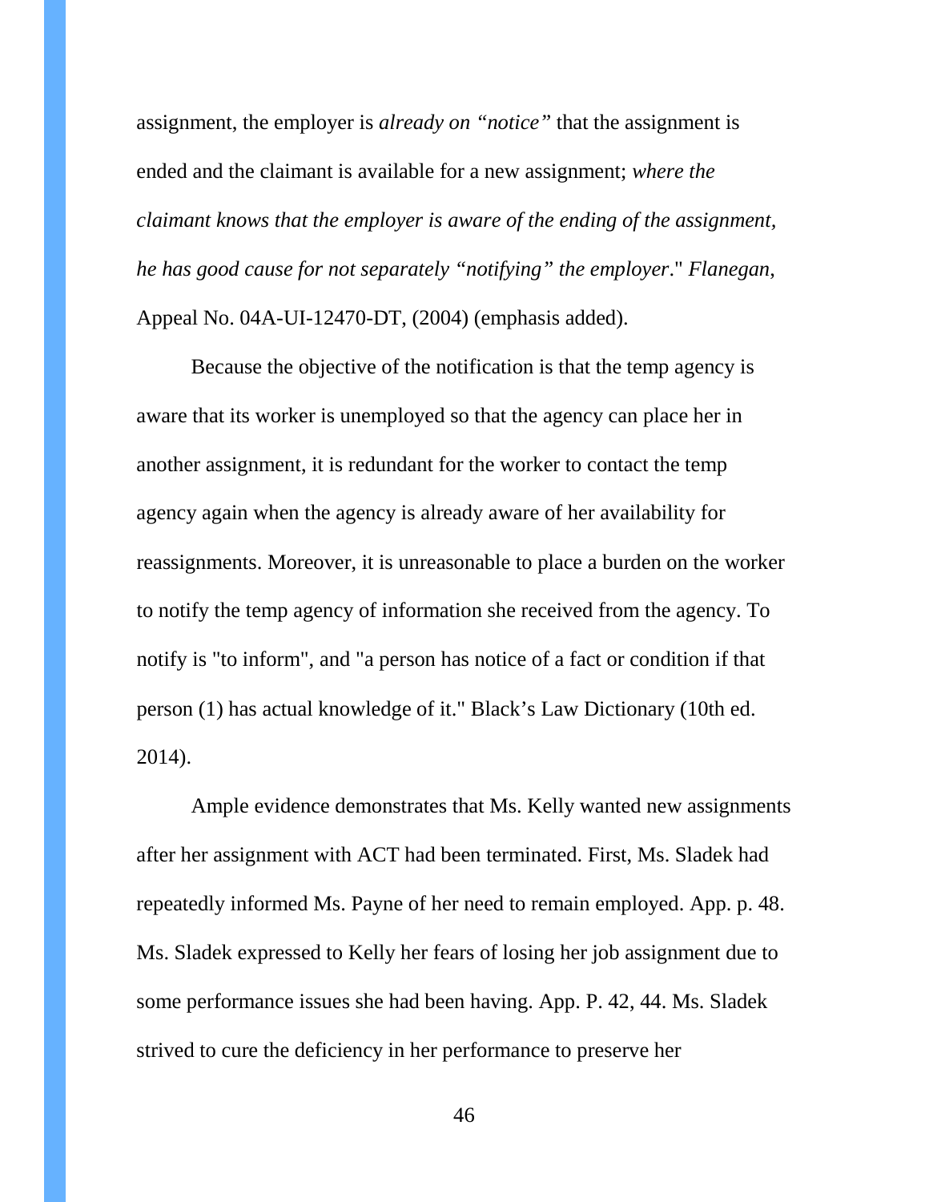assignment, the employer is *already on "notice"* that the assignment is ended and the claimant is available for a new assignment; *where the claimant knows that the employer is aware of the ending of the assignment, he has good cause for not separately "notifying" the employer*." *Flanegan*, Appeal No. 04A-UI-12470-DT, (2004) (emphasis added).

Because the objective of the notification is that the temp agency is aware that its worker is unemployed so that the agency can place her in another assignment, it is redundant for the worker to contact the temp agency again when the agency is already aware of her availability for reassignments. Moreover, it is unreasonable to place a burden on the worker to notify the temp agency of information she received from the agency. To notify is "to inform", and "a person has notice of a fact or condition if that person (1) has actual knowledge of it." Black's Law Dictionary (10th ed. 2014).

Ample evidence demonstrates that Ms. Kelly wanted new assignments after her assignment with ACT had been terminated. First, Ms. Sladek had repeatedly informed Ms. Payne of her need to remain employed. App. p. 48. Ms. Sladek expressed to Kelly her fears of losing her job assignment due to some performance issues she had been having. App. P. 42, 44. Ms. Sladek strived to cure the deficiency in her performance to preserve her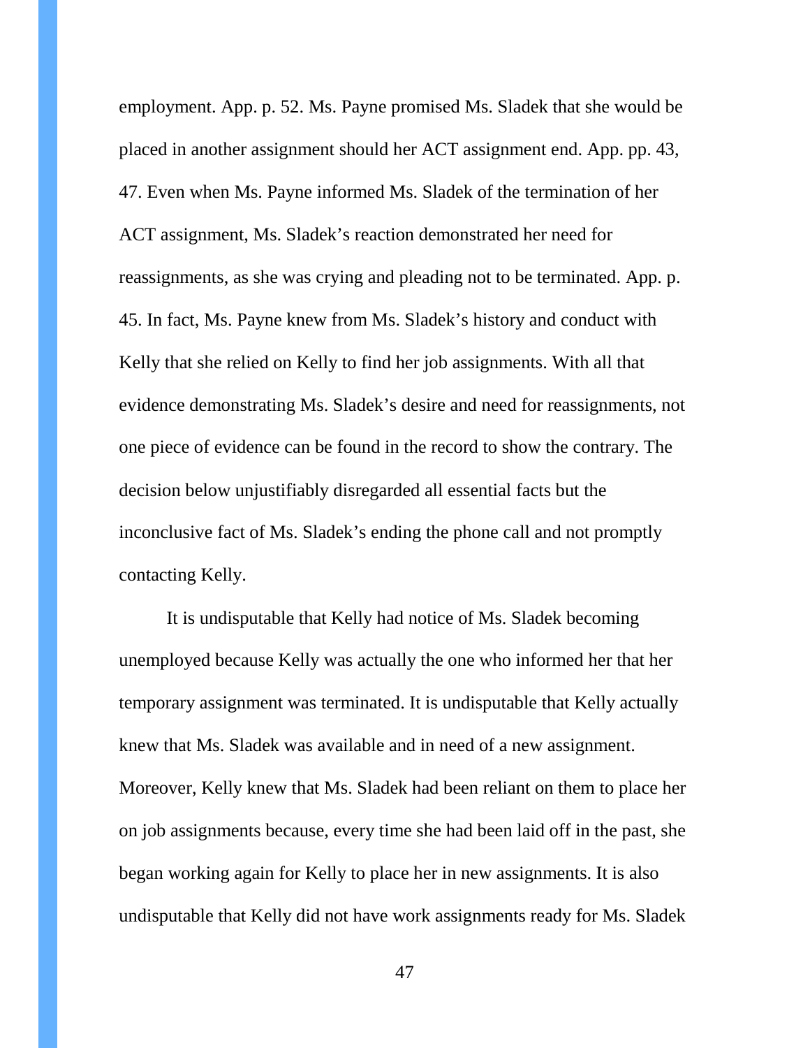employment. App. p. 52. Ms. Payne promised Ms. Sladek that she would be placed in another assignment should her ACT assignment end. App. pp. 43, 47. Even when Ms. Payne informed Ms. Sladek of the termination of her ACT assignment, Ms. Sladek's reaction demonstrated her need for reassignments, as she was crying and pleading not to be terminated. App. p. 45. In fact, Ms. Payne knew from Ms. Sladek's history and conduct with Kelly that she relied on Kelly to find her job assignments. With all that evidence demonstrating Ms. Sladek's desire and need for reassignments, not one piece of evidence can be found in the record to show the contrary. The decision below unjustifiably disregarded all essential facts but the inconclusive fact of Ms. Sladek's ending the phone call and not promptly contacting Kelly.

It is undisputable that Kelly had notice of Ms. Sladek becoming unemployed because Kelly was actually the one who informed her that her temporary assignment was terminated. It is undisputable that Kelly actually knew that Ms. Sladek was available and in need of a new assignment. Moreover, Kelly knew that Ms. Sladek had been reliant on them to place her on job assignments because, every time she had been laid off in the past, she began working again for Kelly to place her in new assignments. It is also undisputable that Kelly did not have work assignments ready for Ms. Sladek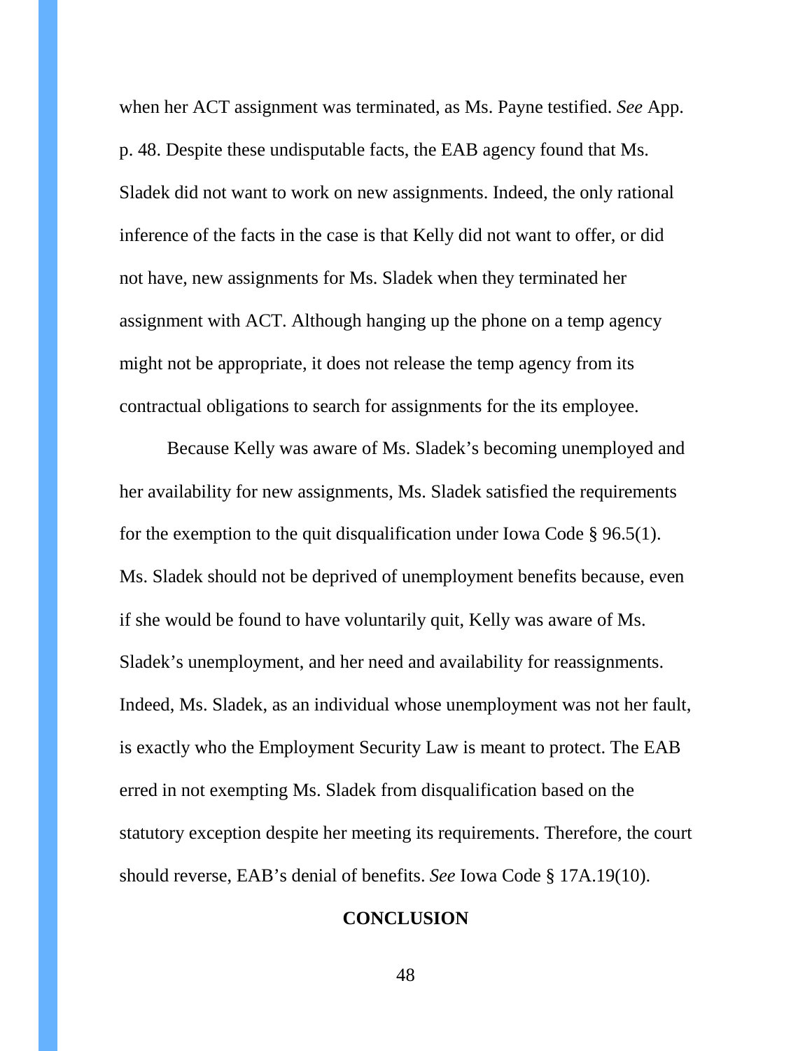when her ACT assignment was terminated, as Ms. Payne testified. *See* App. p. 48. Despite these undisputable facts, the EAB agency found that Ms. Sladek did not want to work on new assignments. Indeed, the only rational inference of the facts in the case is that Kelly did not want to offer, or did not have, new assignments for Ms. Sladek when they terminated her assignment with ACT. Although hanging up the phone on a temp agency might not be appropriate, it does not release the temp agency from its contractual obligations to search for assignments for the its employee.

Because Kelly was aware of Ms. Sladek's becoming unemployed and her availability for new assignments, Ms. Sladek satisfied the requirements for the exemption to the quit disqualification under Iowa Code § 96.5(1). Ms. Sladek should not be deprived of unemployment benefits because, even if she would be found to have voluntarily quit, Kelly was aware of Ms. Sladek's unemployment, and her need and availability for reassignments. Indeed, Ms. Sladek, as an individual whose unemployment was not her fault, is exactly who the Employment Security Law is meant to protect. The EAB erred in not exempting Ms. Sladek from disqualification based on the statutory exception despite her meeting its requirements. Therefore, the court should reverse, EAB's denial of benefits. *See* Iowa Code § 17A.19(10).

## CONCLUSION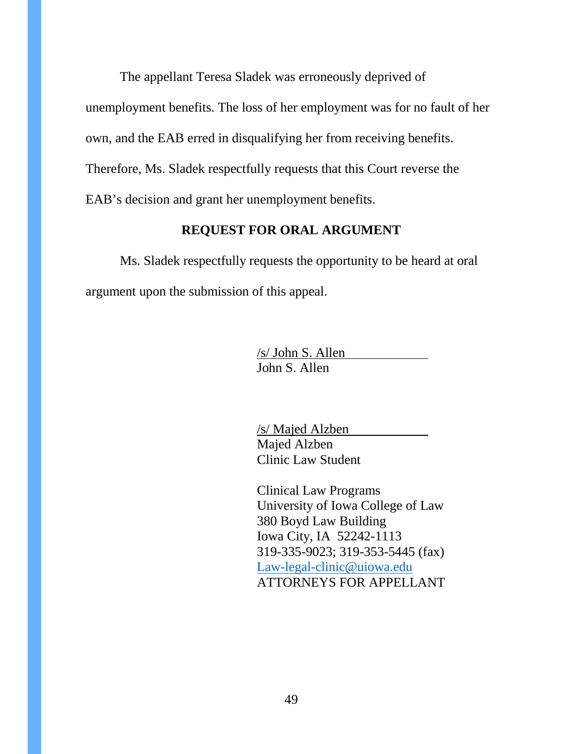The appellant Teresa Sladek was erroneously deprived of unemployment benefits. The loss of her employment was for no fault of her own, and the EAB erred in disqualifying her from receiving benefits. Therefore, Ms. Sladek respectfully requests that this Court reverse the EAB's decision and grant her unemployment benefits.

## REQUEST FOR ORAL ARGUMENT

Ms. Sladek respectfully requests the opportunity to be heard at oral argument upon the submission of this appeal.

/s/ John S. Allen
John S. Allen

/s/ Majed Alzben
Majed Alzben
Clinic Law Student

Clinical Law Programs
University of Iowa College of Law
380 Boyd Law Building
Iowa City, IA 52242-1113
319-335-9023; 319-353-5445 (fax)
Law-legal-clinic@uiowa.edu
ATTORNEYS FOR APPELLANT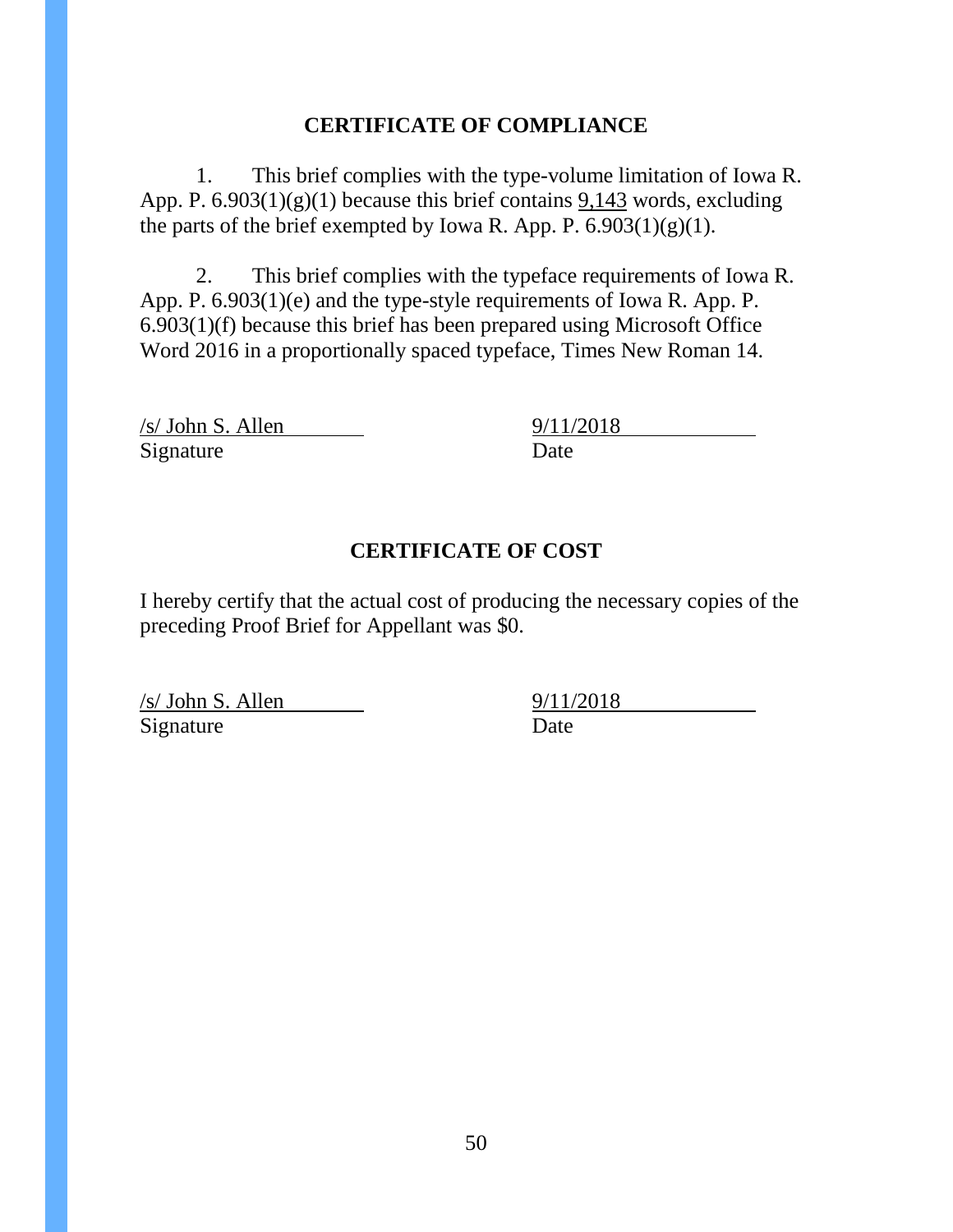## CERTIFICATE OF COMPLIANCE

1. This brief complies with the type-volume limitation of Iowa R. App. P. 6.903(1)(g)(1) because this brief contains 9,143 words, excluding the parts of the brief exempted by Iowa R. App. P. 6.903(1)(g)(1).

2. This brief complies with the typeface requirements of Iowa R. App. P. 6.903(1)(e) and the type-style requirements of Iowa R. App. P. 6.903(1)(f) because this brief has been prepared using Microsoft Office Word 2016 in a proportionally spaced typeface, Times New Roman 14.

| | |
|---|---|
| /s/ John S. Allen | 9/11/2018 |
| Signature | Date |

## CERTIFICATE OF COST

I hereby certify that the actual cost of producing the necessary copies of the preceding Proof Brief for Appellant was $0.

| | |
|---|---|
| /s/ John S. Allen | 9/11/2018 |
| Signature | Date |